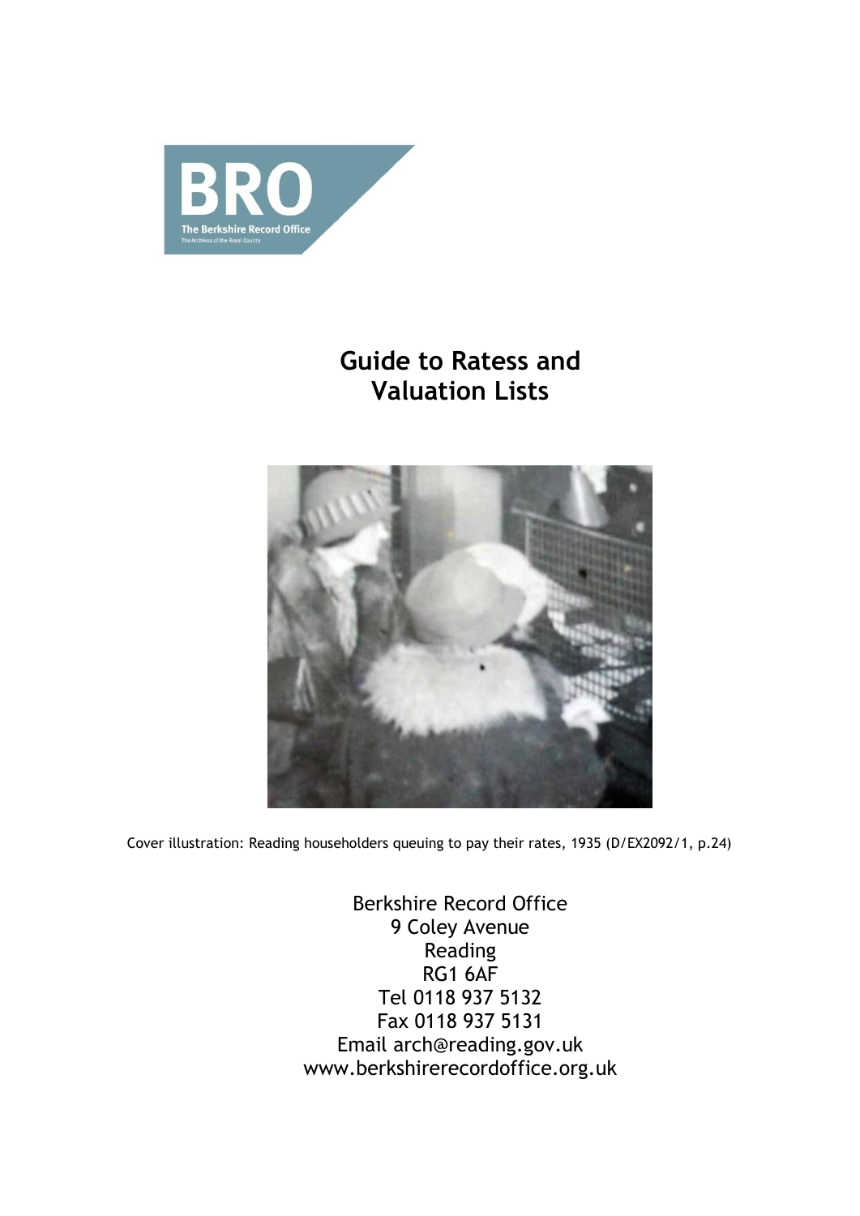BRO

The Berkshire Record Office

The Archives of the Royal County

# Guide to Ratess and Valuation Lists

Cover illustration: Reading householders queuing to pay their rates, 1935 (D/EX2092/1, p.24)

Berkshire Record Office
9 Coley Avenue
Reading
RG1 6AF
Tel 0118 937 5132
Fax 0118 937 5131
Email arch@reading.gov.uk
www.berkshirerecordoffice.org.uk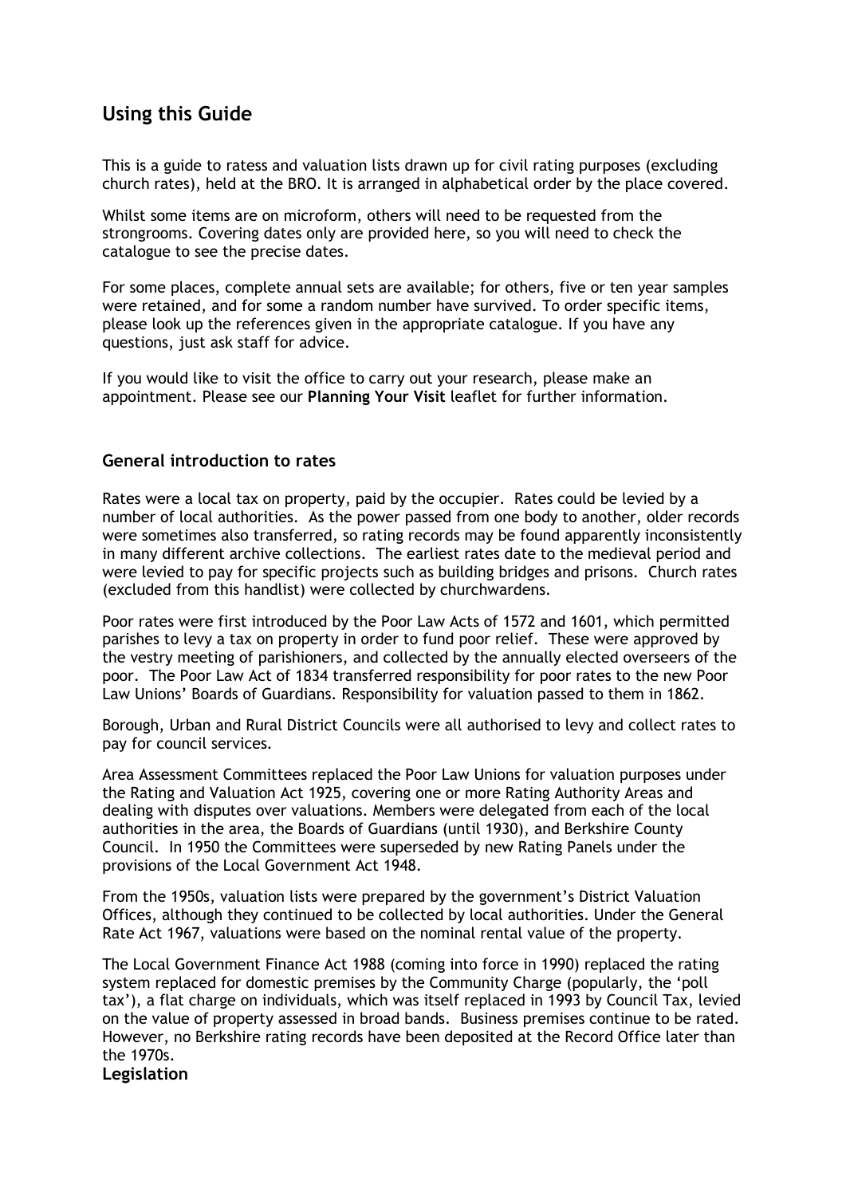## Using this Guide

This is a guide to ratess and valuation lists drawn up for civil rating purposes (excluding church rates), held at the BRO. It is arranged in alphabetical order by the place covered.

Whilst some items are on microform, others will need to be requested from the strongrooms. Covering dates only are provided here, so you will need to check the catalogue to see the precise dates.

For some places, complete annual sets are available; for others, five or ten year samples were retained, and for some a random number have survived. To order specific items, please look up the references given in the appropriate catalogue. If you have any questions, just ask staff for advice.

If you would like to visit the office to carry out your research, please make an appointment. Please see our **Planning Your Visit** leaflet for further information.

### General introduction to rates

Rates were a local tax on property, paid by the occupier. Rates could be levied by a number of local authorities. As the power passed from one body to another, older records were sometimes also transferred, so rating records may be found apparently inconsistently in many different archive collections. The earliest rates date to the medieval period and were levied to pay for specific projects such as building bridges and prisons. Church rates (excluded from this handlist) were collected by churchwardens.

Poor rates were first introduced by the Poor Law Acts of 1572 and 1601, which permitted parishes to levy a tax on property in order to fund poor relief. These were approved by the vestry meeting of parishioners, and collected by the annually elected overseers of the poor. The Poor Law Act of 1834 transferred responsibility for poor rates to the new Poor Law Unions' Boards of Guardians. Responsibility for valuation passed to them in 1862.

Borough, Urban and Rural District Councils were all authorised to levy and collect rates to pay for council services.

Area Assessment Committees replaced the Poor Law Unions for valuation purposes under the Rating and Valuation Act 1925, covering one or more Rating Authority Areas and dealing with disputes over valuations. Members were delegated from each of the local authorities in the area, the Boards of Guardians (until 1930), and Berkshire County Council. In 1950 the Committees were superseded by new Rating Panels under the provisions of the Local Government Act 1948.

From the 1950s, valuation lists were prepared by the government's District Valuation Offices, although they continued to be collected by local authorities. Under the General Rate Act 1967, valuations were based on the nominal rental value of the property.

The Local Government Finance Act 1988 (coming into force in 1990) replaced the rating system replaced for domestic premises by the Community Charge (popularly, the 'poll tax'), a flat charge on individuals, which was itself replaced in 1993 by Council Tax, levied on the value of property assessed in broad bands. Business premises continue to be rated. However, no Berkshire rating records have been deposited at the Record Office later than the 1970s.

### Legislation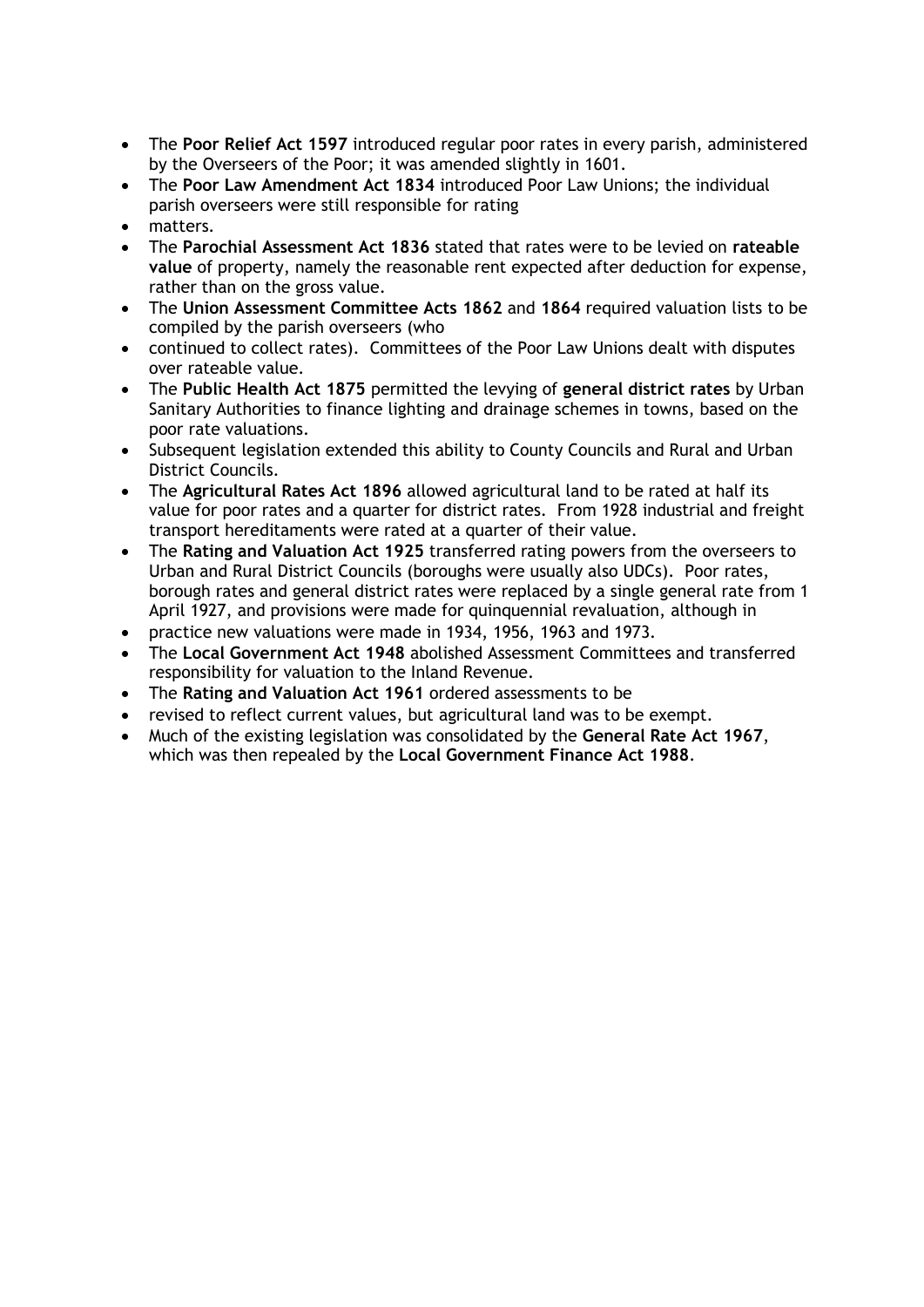- The **Poor Relief Act 1597** introduced regular poor rates in every parish, administered by the Overseers of the Poor; it was amended slightly in 1601.
- The **Poor Law Amendment Act 1834** introduced Poor Law Unions; the individual parish overseers were still responsible for rating
- matters.
- The **Parochial Assessment Act 1836** stated that rates were to be levied on **rateable value** of property, namely the reasonable rent expected after deduction for expense, rather than on the gross value.
- The **Union Assessment Committee Acts 1862** and **1864** required valuation lists to be compiled by the parish overseers (who
- continued to collect rates). Committees of the Poor Law Unions dealt with disputes over rateable value.
- The **Public Health Act 1875** permitted the levying of **general district rates** by Urban Sanitary Authorities to finance lighting and drainage schemes in towns, based on the poor rate valuations.
- Subsequent legislation extended this ability to County Councils and Rural and Urban District Councils.
- The **Agricultural Rates Act 1896** allowed agricultural land to be rated at half its value for poor rates and a quarter for district rates. From 1928 industrial and freight transport hereditaments were rated at a quarter of their value.
- The **Rating and Valuation Act 1925** transferred rating powers from the overseers to Urban and Rural District Councils (boroughs were usually also UDCs). Poor rates, borough rates and general district rates were replaced by a single general rate from 1 April 1927, and provisions were made for quinquennial revaluation, although in
- practice new valuations were made in 1934, 1956, 1963 and 1973.
- The **Local Government Act 1948** abolished Assessment Committees and transferred responsibility for valuation to the Inland Revenue.
- The **Rating and Valuation Act 1961** ordered assessments to be
- revised to reflect current values, but agricultural land was to be exempt.
- Much of the existing legislation was consolidated by the **General Rate Act 1967**, which was then repealed by the **Local Government Finance Act 1988**.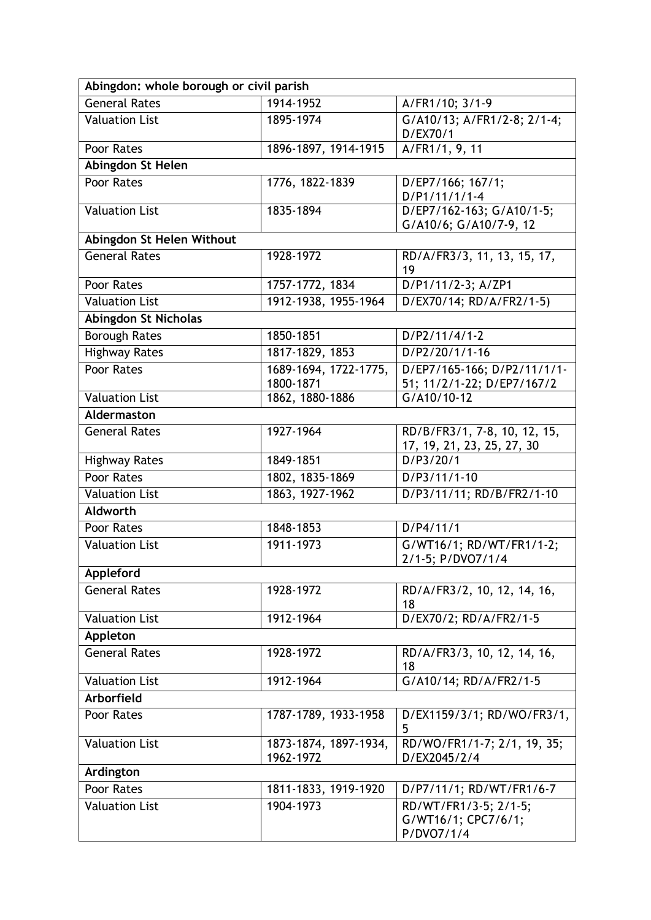| Abingdon: whole borough or civil parish | | |
|---|---|---|
| General Rates | 1914-1952 | A/FR1/10; 3/1-9 |
| Valuation List | 1895-1974 | G/A10/13; A/FR1/2-8; 2/1-4; D/EX70/1 |
| Poor Rates | 1896-1897, 1914-1915 | A/FR1/1, 9, 11 |
| **Abingdon St Helen** | | |
| Poor Rates | 1776, 1822-1839 | D/EP7/166; 167/1; D/P1/11/1/1-4 |
| Valuation List | 1835-1894 | D/EP7/162-163; G/A10/1-5; G/A10/6; G/A10/7-9, 12 |
| **Abingdon St Helen Without** | | |
| General Rates | 1928-1972 | RD/A/FR3/3, 11, 13, 15, 17, 19 |
| Poor Rates | 1757-1772, 1834 | D/P1/11/2-3; A/ZP1 |
| Valuation List | 1912-1938, 1955-1964 | D/EX70/14; RD/A/FR2/1-5) |
| **Abingdon St Nicholas** | | |
| Borough Rates | 1850-1851 | D/P2/11/4/1-2 |
| Highway Rates | 1817-1829, 1853 | D/P2/20/1/1-16 |
| Poor Rates | 1689-1694, 1722-1775, 1800-1871 | D/EP7/165-166; D/P2/11/1/1-51; 11/2/1-22; D/EP7/167/2 |
| Valuation List | 1862, 1880-1886 | G/A10/10-12 |
| **Aldermaston** | | |
| General Rates | 1927-1964 | RD/B/FR3/1, 7-8, 10, 12, 15, 17, 19, 21, 23, 25, 27, 30 |
| Highway Rates | 1849-1851 | D/P3/20/1 |
| Poor Rates | 1802, 1835-1869 | D/P3/11/1-10 |
| Valuation List | 1863, 1927-1962 | D/P3/11/11; RD/B/FR2/1-10 |
| **Aldworth** | | |
| Poor Rates | 1848-1853 | D/P4/11/1 |
| Valuation List | 1911-1973 | G/WT16/1; RD/WT/FR1/1-2; 2/1-5; P/DVO7/1/4 |
| **Appleford** | | |
| General Rates | 1928-1972 | RD/A/FR3/2, 10, 12, 14, 16, 18 |
| Valuation List | 1912-1964 | D/EX70/2; RD/A/FR2/1-5 |
| **Appleton** | | |
| General Rates | 1928-1972 | RD/A/FR3/3, 10, 12, 14, 16, 18 |
| Valuation List | 1912-1964 | G/A10/14; RD/A/FR2/1-5 |
| **Arborfield** | | |
| Poor Rates | 1787-1789, 1933-1958 | D/EX1159/3/1; RD/WO/FR3/1, 5 |
| Valuation List | 1873-1874, 1897-1934, 1962-1972 | RD/WO/FR1/1-7; 2/1, 19, 35; D/EX2045/2/4 |
| **Ardington** | | |
| Poor Rates | 1811-1833, 1919-1920 | D/P7/11/1; RD/WT/FR1/6-7 |
| Valuation List | 1904-1973 | RD/WT/FR1/3-5; 2/1-5; G/WT16/1; CPC7/6/1; P/DVO7/1/4 |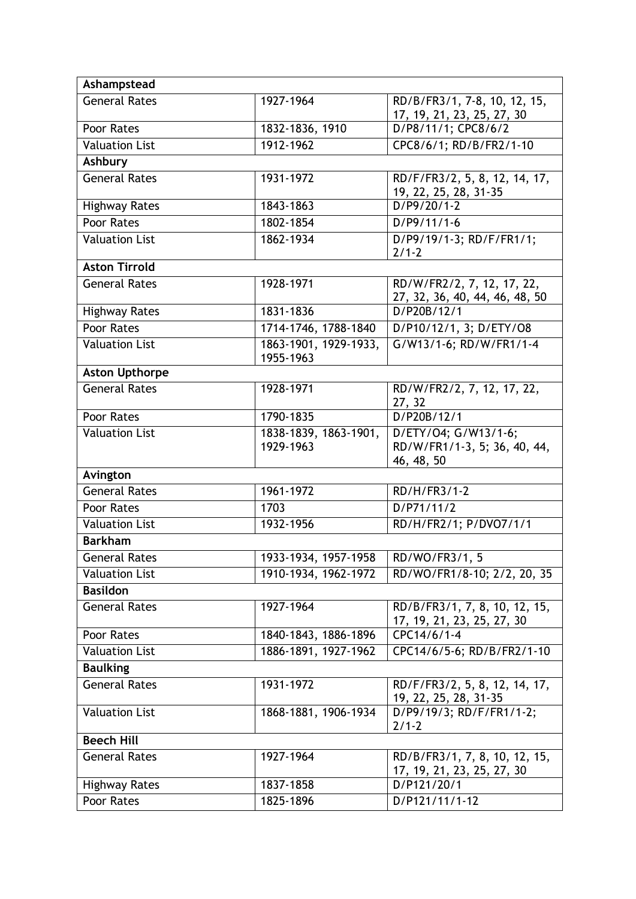| **Ashampstead** | | |
|---|---|---|
| General Rates | 1927-1964 | RD/B/FR3/1, 7-8, 10, 12, 15, 17, 19, 21, 23, 25, 27, 30 |
| Poor Rates | 1832-1836, 1910 | D/P8/11/1; CPC8/6/2 |
| Valuation List | 1912-1962 | CPC8/6/1; RD/B/FR2/1-10 |
| **Ashbury** | | |
| General Rates | 1931-1972 | RD/F/FR3/2, 5, 8, 12, 14, 17, 19, 22, 25, 28, 31-35 |
| Highway Rates | 1843-1863 | D/P9/20/1-2 |
| Poor Rates | 1802-1854 | D/P9/11/1-6 |
| Valuation List | 1862-1934 | D/P9/19/1-3; RD/F/FR1/1; 2/1-2 |
| **Aston Tirrold** | | |
| General Rates | 1928-1971 | RD/W/FR2/2, 7, 12, 17, 22, 27, 32, 36, 40, 44, 46, 48, 50 |
| Highway Rates | 1831-1836 | D/P20B/12/1 |
| Poor Rates | 1714-1746, 1788-1840 | D/P10/12/1, 3; D/ETY/O8 |
| Valuation List | 1863-1901, 1929-1933, 1955-1963 | G/W13/1-6; RD/W/FR1/1-4 |
| **Aston Upthorpe** | | |
| General Rates | 1928-1971 | RD/W/FR2/2, 7, 12, 17, 22, 27, 32 |
| Poor Rates | 1790-1835 | D/P20B/12/1 |
| Valuation List | 1838-1839, 1863-1901, 1929-1963 | D/ETY/O4; G/W13/1-6; RD/W/FR1/1-3, 5; 36, 40, 44, 46, 48, 50 |
| **Avington** | | |
| General Rates | 1961-1972 | RD/H/FR3/1-2 |
| Poor Rates | 1703 | D/P71/11/2 |
| Valuation List | 1932-1956 | RD/H/FR2/1; P/DVO7/1/1 |
| **Barkham** | | |
| General Rates | 1933-1934, 1957-1958 | RD/WO/FR3/1, 5 |
| Valuation List | 1910-1934, 1962-1972 | RD/WO/FR1/8-10; 2/2, 20, 35 |
| **Basildon** | | |
| General Rates | 1927-1964 | RD/B/FR3/1, 7, 8, 10, 12, 15, 17, 19, 21, 23, 25, 27, 30 |
| Poor Rates | 1840-1843, 1886-1896 | CPC14/6/1-4 |
| Valuation List | 1886-1891, 1927-1962 | CPC14/6/5-6; RD/B/FR2/1-10 |
| **Baulking** | | |
| General Rates | 1931-1972 | RD/F/FR3/2, 5, 8, 12, 14, 17, 19, 22, 25, 28, 31-35 |
| Valuation List | 1868-1881, 1906-1934 | D/P9/19/3; RD/F/FR1/1-2; 2/1-2 |
| **Beech Hill** | | |
| General Rates | 1927-1964 | RD/B/FR3/1, 7, 8, 10, 12, 15, 17, 19, 21, 23, 25, 27, 30 |
| Highway Rates | 1837-1858 | D/P121/20/1 |
| Poor Rates | 1825-1896 | D/P121/11/1-12 |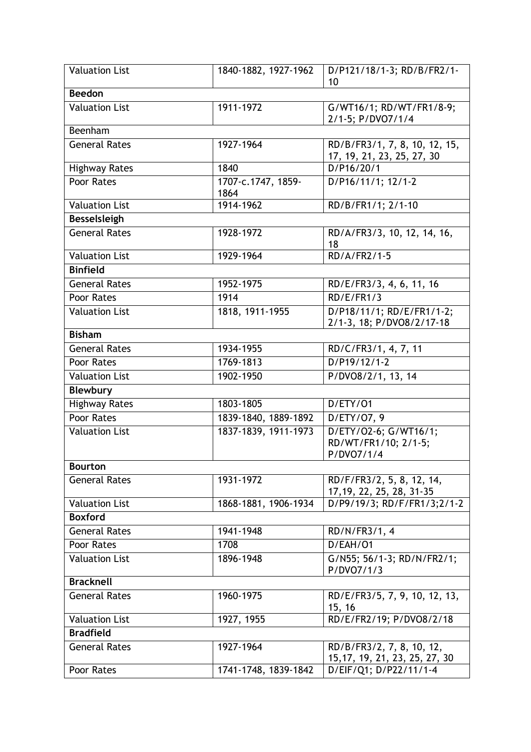| Valuation List | 1840-1882, 1927-1962 | D/P121/18/1-3; RD/B/FR2/1-10 |
|---|---|---|
| **Beedon** | | |
| Valuation List | 1911-1972 | G/WT16/1; RD/WT/FR1/8-9; 2/1-5; P/DVO7/1/4 |
| Beenham | | |
| General Rates | 1927-1964 | RD/B/FR3/1, 7, 8, 10, 12, 15, 17, 19, 21, 23, 25, 27, 30 |
| Highway Rates | 1840 | D/P16/20/1 |
| Poor Rates | 1707-c.1747, 1859-1864 | D/P16/11/1; 12/1-2 |
| Valuation List | 1914-1962 | RD/B/FR1/1; 2/1-10 |
| **Besselsleigh** | | |
| General Rates | 1928-1972 | RD/A/FR3/3, 10, 12, 14, 16, 18 |
| Valuation List | 1929-1964 | RD/A/FR2/1-5 |
| **Binfield** | | |
| General Rates | 1952-1975 | RD/E/FR3/3, 4, 6, 11, 16 |
| Poor Rates | 1914 | RD/E/FR1/3 |
| Valuation List | 1818, 1911-1955 | D/P18/11/1; RD/E/FR1/1-2; 2/1-3, 18; P/DVO8/2/17-18 |
| **Bisham** | | |
| General Rates | 1934-1955 | RD/C/FR3/1, 4, 7, 11 |
| Poor Rates | 1769-1813 | D/P19/12/1-2 |
| Valuation List | 1902-1950 | P/DVO8/2/1, 13, 14 |
| **Blewbury** | | |
| Highway Rates | 1803-1805 | D/ETY/O1 |
| Poor Rates | 1839-1840, 1889-1892 | D/ETY/O7, 9 |
| Valuation List | 1837-1839, 1911-1973 | D/ETY/O2-6; G/WT16/1; RD/WT/FR1/10; 2/1-5; P/DVO7/1/4 |
| **Bourton** | | |
| General Rates | 1931-1972 | RD/F/FR3/2, 5, 8, 12, 14, 17,19, 22, 25, 28, 31-35 |
| Valuation List | 1868-1881, 1906-1934 | D/P9/19/3; RD/F/FR1/3;2/1-2 |
| **Boxford** | | |
| General Rates | 1941-1948 | RD/N/FR3/1, 4 |
| Poor Rates | 1708 | D/EAH/O1 |
| Valuation List | 1896-1948 | G/N55; 56/1-3; RD/N/FR2/1; P/DVO7/1/3 |
| **Bracknell** | | |
| General Rates | 1960-1975 | RD/E/FR3/5, 7, 9, 10, 12, 13, 15, 16 |
| Valuation List | 1927, 1955 | RD/E/FR2/19; P/DVO8/2/18 |
| **Bradfield** | | |
| General Rates | 1927-1964 | RD/B/FR3/2, 7, 8, 10, 12, 15,17, 19, 21, 23, 25, 27, 30 |
| Poor Rates | 1741-1748, 1839-1842 | D/EIF/Q1; D/P22/11/1-4 |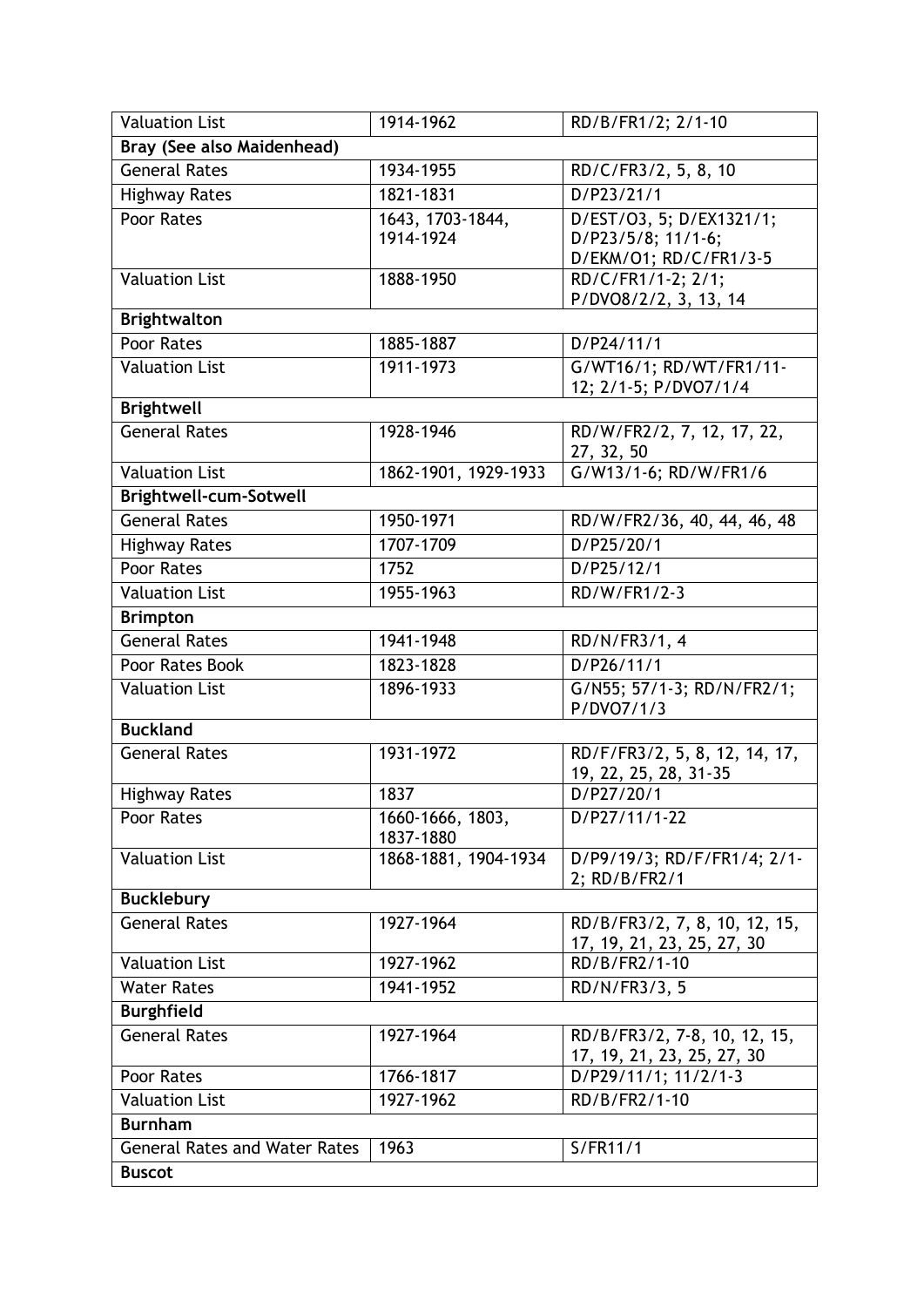| Valuation List | 1914-1962 | RD/B/FR1/2; 2/1-10 |
|---|---|---|
| **Bray (See also Maidenhead)** | | |
| General Rates | 1934-1955 | RD/C/FR3/2, 5, 8, 10 |
| Highway Rates | 1821-1831 | D/P23/21/1 |
| Poor Rates | 1643, 1703-1844, 1914-1924 | D/EST/O3, 5; D/EX1321/1; D/P23/5/8; 11/1-6; D/EKM/O1; RD/C/FR1/3-5 |
| Valuation List | 1888-1950 | RD/C/FR1/1-2; 2/1; P/DVO8/2/2, 3, 13, 14 |
| **Brightwalton** | | |
| Poor Rates | 1885-1887 | D/P24/11/1 |
| Valuation List | 1911-1973 | G/WT16/1; RD/WT/FR1/11-12; 2/1-5; P/DVO7/1/4 |
| **Brightwell** | | |
| General Rates | 1928-1946 | RD/W/FR2/2, 7, 12, 17, 22, 27, 32, 50 |
| Valuation List | 1862-1901, 1929-1933 | G/W13/1-6; RD/W/FR1/6 |
| **Brightwell-cum-Sotwell** | | |
| General Rates | 1950-1971 | RD/W/FR2/36, 40, 44, 46, 48 |
| Highway Rates | 1707-1709 | D/P25/20/1 |
| Poor Rates | 1752 | D/P25/12/1 |
| Valuation List | 1955-1963 | RD/W/FR1/2-3 |
| **Brimpton** | | |
| General Rates | 1941-1948 | RD/N/FR3/1, 4 |
| Poor Rates Book | 1823-1828 | D/P26/11/1 |
| Valuation List | 1896-1933 | G/N55; 57/1-3; RD/N/FR2/1; P/DVO7/1/3 |
| **Buckland** | | |
| General Rates | 1931-1972 | RD/F/FR3/2, 5, 8, 12, 14, 17, 19, 22, 25, 28, 31-35 |
| Highway Rates | 1837 | D/P27/20/1 |
| Poor Rates | 1660-1666, 1803, 1837-1880 | D/P27/11/1-22 |
| Valuation List | 1868-1881, 1904-1934 | D/P9/19/3; RD/F/FR1/4; 2/1-2; RD/B/FR2/1 |
| **Bucklebury** | | |
| General Rates | 1927-1964 | RD/B/FR3/2, 7, 8, 10, 12, 15, 17, 19, 21, 23, 25, 27, 30 |
| Valuation List | 1927-1962 | RD/B/FR2/1-10 |
| Water Rates | 1941-1952 | RD/N/FR3/3, 5 |
| **Burghfield** | | |
| General Rates | 1927-1964 | RD/B/FR3/2, 7-8, 10, 12, 15, 17, 19, 21, 23, 25, 27, 30 |
| Poor Rates | 1766-1817 | D/P29/11/1; 11/2/1-3 |
| Valuation List | 1927-1962 | RD/B/FR2/1-10 |
| **Burnham** | | |
| General Rates and Water Rates | 1963 | S/FR11/1 |
| **Buscot** | | |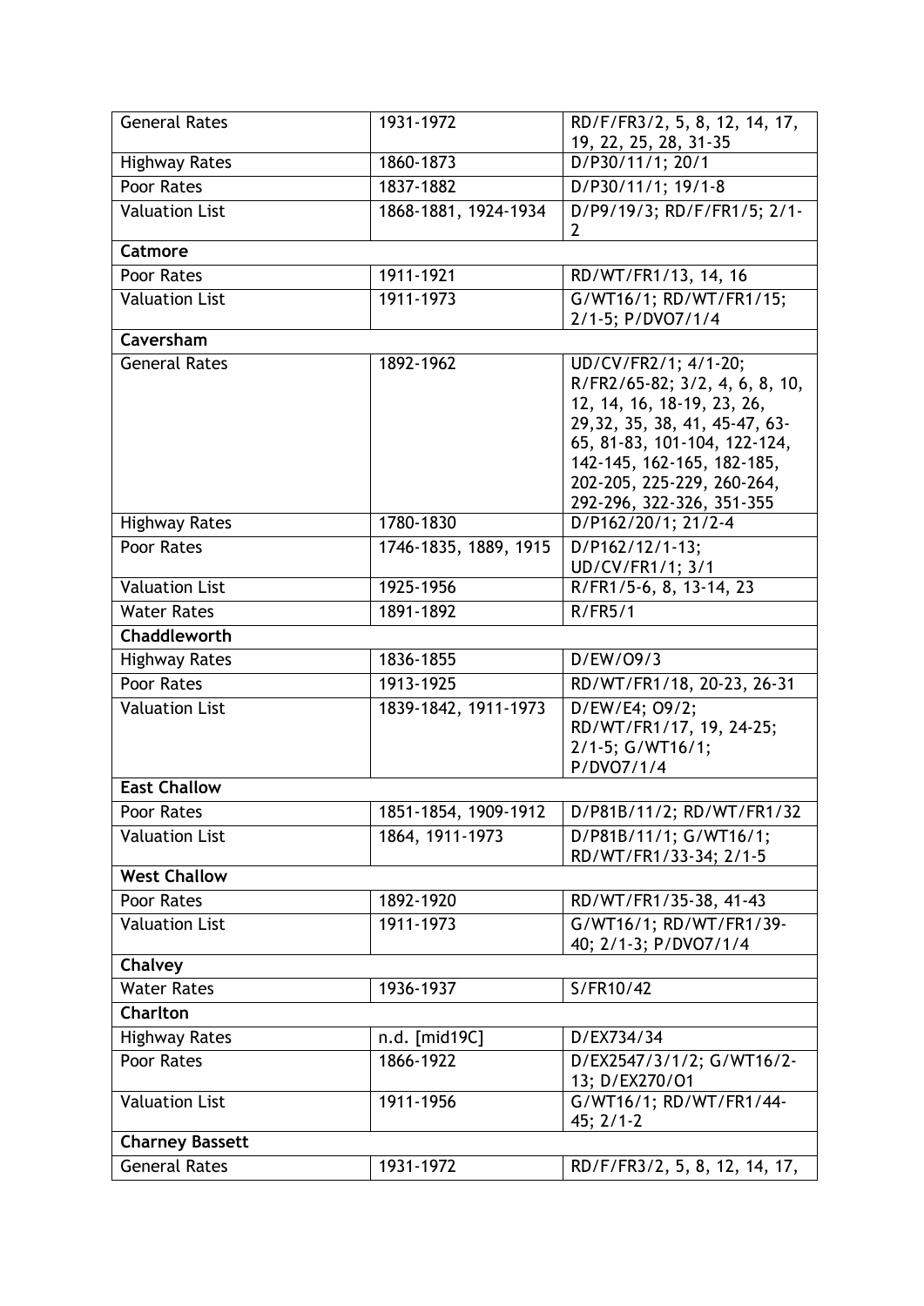| General Rates | 1931-1972 | RD/F/FR3/2, 5, 8, 12, 14, 17, 19, 22, 25, 28, 31-35 |
|---|---|---|
| Highway Rates | 1860-1873 | D/P30/11/1; 20/1 |
| Poor Rates | 1837-1882 | D/P30/11/1; 19/1-8 |
| Valuation List | 1868-1881, 1924-1934 | D/P9/19/3; RD/F/FR1/5; 2/1-2 |
| **Catmore** | | |
| Poor Rates | 1911-1921 | RD/WT/FR1/13, 14, 16 |
| Valuation List | 1911-1973 | G/WT16/1; RD/WT/FR1/15; 2/1-5; P/DVO7/1/4 |
| **Caversham** | | |
| General Rates | 1892-1962 | UD/CV/FR2/1; 4/1-20; R/FR2/65-82; 3/2, 4, 6, 8, 10, 12, 14, 16, 18-19, 23, 26, 29,32, 35, 38, 41, 45-47, 63-65, 81-83, 101-104, 122-124, 142-145, 162-165, 182-185, 202-205, 225-229, 260-264, 292-296, 322-326, 351-355 |
| Highway Rates | 1780-1830 | D/P162/20/1; 21/2-4 |
| Poor Rates | 1746-1835, 1889, 1915 | D/P162/12/1-13; UD/CV/FR1/1; 3/1 |
| Valuation List | 1925-1956 | R/FR1/5-6, 8, 13-14, 23 |
| Water Rates | 1891-1892 | R/FR5/1 |
| **Chaddleworth** | | |
| Highway Rates | 1836-1855 | D/EW/O9/3 |
| Poor Rates | 1913-1925 | RD/WT/FR1/18, 20-23, 26-31 |
| Valuation List | 1839-1842, 1911-1973 | D/EW/E4; O9/2; RD/WT/FR1/17, 19, 24-25; 2/1-5; G/WT16/1; P/DVO7/1/4 |
| **East Challow** | | |
| Poor Rates | 1851-1854, 1909-1912 | D/P81B/11/2; RD/WT/FR1/32 |
| Valuation List | 1864, 1911-1973 | D/P81B/11/1; G/WT16/1; RD/WT/FR1/33-34; 2/1-5 |
| **West Challow** | | |
| Poor Rates | 1892-1920 | RD/WT/FR1/35-38, 41-43 |
| Valuation List | 1911-1973 | G/WT16/1; RD/WT/FR1/39-40; 2/1-3; P/DVO7/1/4 |
| **Chalvey** | | |
| Water Rates | 1936-1937 | S/FR10/42 |
| **Charlton** | | |
| Highway Rates | n.d. [mid19C] | D/EX734/34 |
| Poor Rates | 1866-1922 | D/EX2547/3/1/2; G/WT16/2-13; D/EX270/O1 |
| Valuation List | 1911-1956 | G/WT16/1; RD/WT/FR1/44-45; 2/1-2 |
| **Charney Bassett** | | |
| General Rates | 1931-1972 | RD/F/FR3/2, 5, 8, 12, 14, 17, |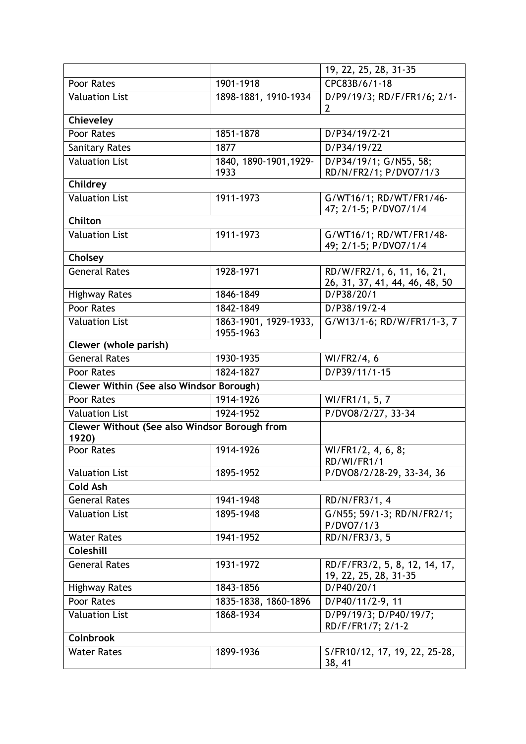| | | |
|---|---|---|
| | | 19, 22, 25, 28, 31-35 |
| Poor Rates | 1901-1918 | CPC83B/6/1-18 |
| Valuation List | 1898-1881, 1910-1934 | D/P9/19/3; RD/F/FR1/6; 2/1-2 |
| **Chieveley** | | |
| Poor Rates | 1851-1878 | D/P34/19/2-21 |
| Sanitary Rates | 1877 | D/P34/19/22 |
| Valuation List | 1840, 1890-1901,1929-1933 | D/P34/19/1; G/N55, 58; RD/N/FR2/1; P/DVO7/1/3 |
| **Childrey** | | |
| Valuation List | 1911-1973 | G/WT16/1; RD/WT/FR1/46-47; 2/1-5; P/DVO7/1/4 |
| **Chilton** | | |
| Valuation List | 1911-1973 | G/WT16/1; RD/WT/FR1/48-49; 2/1-5; P/DVO7/1/4 |
| **Cholsey** | | |
| General Rates | 1928-1971 | RD/W/FR2/1, 6, 11, 16, 21, 26, 31, 37, 41, 44, 46, 48, 50 |
| Highway Rates | 1846-1849 | D/P38/20/1 |
| Poor Rates | 1842-1849 | D/P38/19/2-4 |
| Valuation List | 1863-1901, 1929-1933, 1955-1963 | G/W13/1-6; RD/W/FR1/1-3, 7 |
| **Clewer (whole parish)** | | |
| General Rates | 1930-1935 | WI/FR2/4, 6 |
| Poor Rates | 1824-1827 | D/P39/11/1-15 |
| **Clewer Within (See also Windsor Borough)** | | |
| Poor Rates | 1914-1926 | WI/FR1/1, 5, 7 |
| Valuation List | 1924-1952 | P/DVO8/2/27, 33-34 |
| **Clewer Without (See also Windsor Borough from 1920)** | | |
| Poor Rates | 1914-1926 | WI/FR1/2, 4, 6, 8; RD/WI/FR1/1 |
| Valuation List | 1895-1952 | P/DVO8/2/28-29, 33-34, 36 |
| **Cold Ash** | | |
| General Rates | 1941-1948 | RD/N/FR3/1, 4 |
| Valuation List | 1895-1948 | G/N55; 59/1-3; RD/N/FR2/1; P/DVO7/1/3 |
| Water Rates | 1941-1952 | RD/N/FR3/3, 5 |
| **Coleshill** | | |
| General Rates | 1931-1972 | RD/F/FR3/2, 5, 8, 12, 14, 17, 19, 22, 25, 28, 31-35 |
| Highway Rates | 1843-1856 | D/P40/20/1 |
| Poor Rates | 1835-1838, 1860-1896 | D/P40/11/2-9, 11 |
| Valuation List | 1868-1934 | D/P9/19/3; D/P40/19/7; RD/F/FR1/7; 2/1-2 |
| **Colnbrook** | | |
| Water Rates | 1899-1936 | S/FR10/12, 17, 19, 22, 25-28, 38, 41 |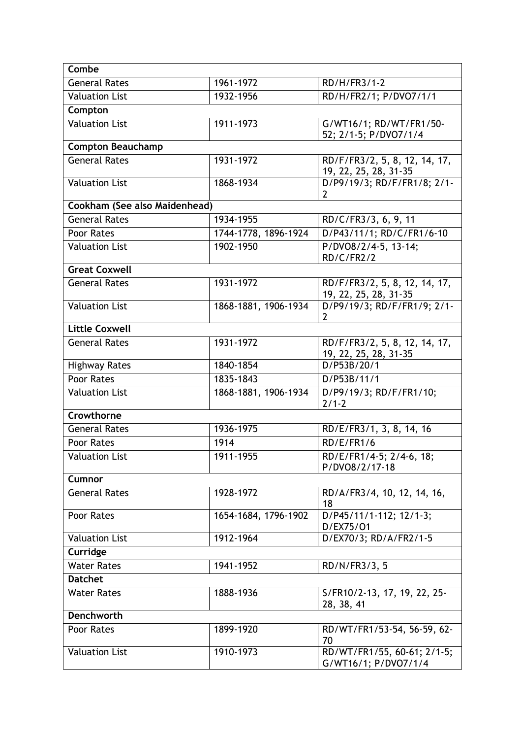| Combe | | |
|---|---|---|
| General Rates | 1961-1972 | RD/H/FR3/1-2 |
| Valuation List | 1932-1956 | RD/H/FR2/1; P/DVO7/1/1 |
| **Compton** | | |
| Valuation List | 1911-1973 | G/WT16/1; RD/WT/FR1/50-52; 2/1-5; P/DVO7/1/4 |
| **Compton Beauchamp** | | |
| General Rates | 1931-1972 | RD/F/FR3/2, 5, 8, 12, 14, 17, 19, 22, 25, 28, 31-35 |
| Valuation List | 1868-1934 | D/P9/19/3; RD/F/FR1/8; 2/1-2 |
| **Cookham (See also Maidenhead)** | | |
| General Rates | 1934-1955 | RD/C/FR3/3, 6, 9, 11 |
| Poor Rates | 1744-1778, 1896-1924 | D/P43/11/1; RD/C/FR1/6-10 |
| Valuation List | 1902-1950 | P/DVO8/2/4-5, 13-14; RD/C/FR2/2 |
| **Great Coxwell** | | |
| General Rates | 1931-1972 | RD/F/FR3/2, 5, 8, 12, 14, 17, 19, 22, 25, 28, 31-35 |
| Valuation List | 1868-1881, 1906-1934 | D/P9/19/3; RD/F/FR1/9; 2/1-2 |
| **Little Coxwell** | | |
| General Rates | 1931-1972 | RD/F/FR3/2, 5, 8, 12, 14, 17, 19, 22, 25, 28, 31-35 |
| Highway Rates | 1840-1854 | D/P53B/20/1 |
| Poor Rates | 1835-1843 | D/P53B/11/1 |
| Valuation List | 1868-1881, 1906-1934 | D/P9/19/3; RD/F/FR1/10; 2/1-2 |
| **Crowthorne** | | |
| General Rates | 1936-1975 | RD/E/FR3/1, 3, 8, 14, 16 |
| Poor Rates | 1914 | RD/E/FR1/6 |
| Valuation List | 1911-1955 | RD/E/FR1/4-5; 2/4-6, 18; P/DVO8/2/17-18 |
| **Cumnor** | | |
| General Rates | 1928-1972 | RD/A/FR3/4, 10, 12, 14, 16, 18 |
| Poor Rates | 1654-1684, 1796-1902 | D/P45/11/1-112; 12/1-3; D/EX75/O1 |
| Valuation List | 1912-1964 | D/EX70/3; RD/A/FR2/1-5 |
| **Curridge** | | |
| Water Rates | 1941-1952 | RD/N/FR3/3, 5 |
| **Datchet** | | |
| Water Rates | 1888-1936 | S/FR10/2-13, 17, 19, 22, 25-28, 38, 41 |
| **Denchworth** | | |
| Poor Rates | 1899-1920 | RD/WT/FR1/53-54, 56-59, 62-70 |
| Valuation List | 1910-1973 | RD/WT/FR1/55, 60-61; 2/1-5; G/WT16/1; P/DVO7/1/4 |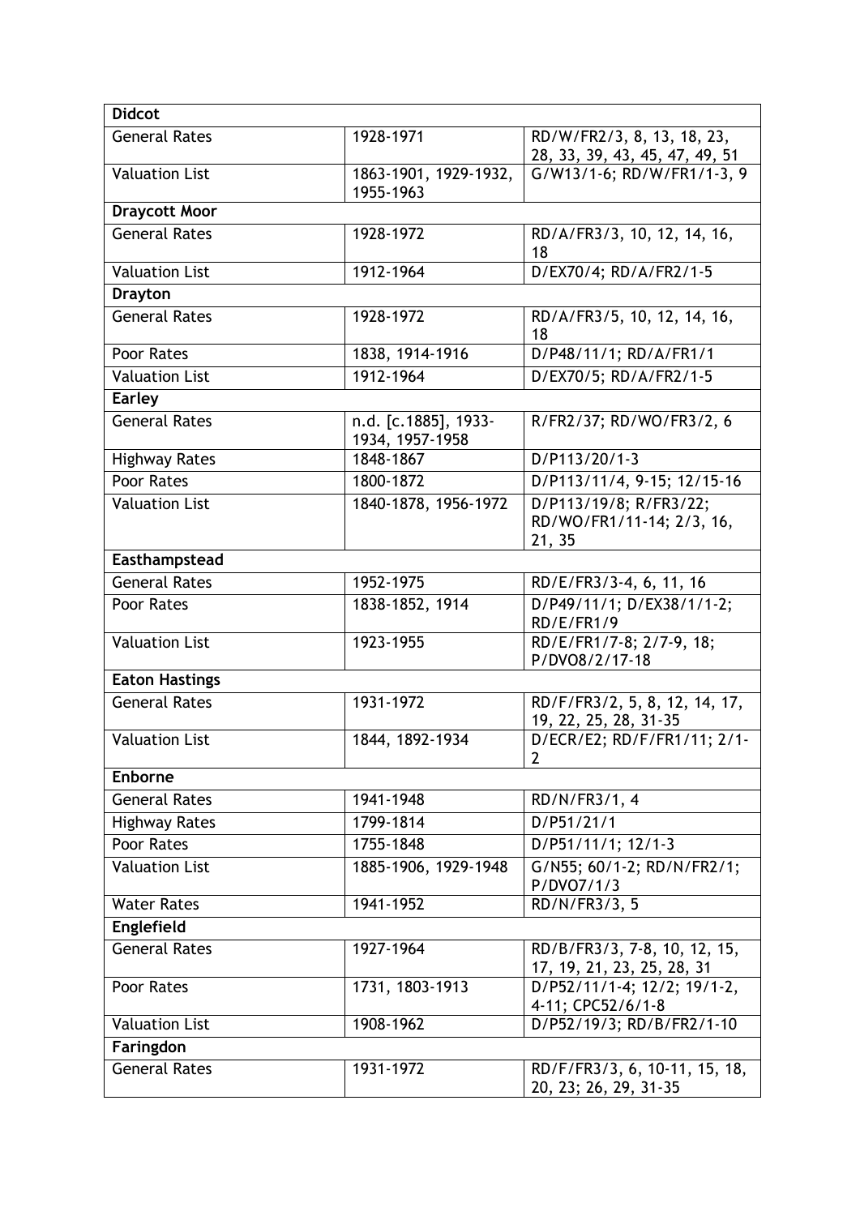| Didcot | | |
|---|---|---|
| General Rates | 1928-1971 | RD/W/FR2/3, 8, 13, 18, 23, 28, 33, 39, 43, 45, 47, 49, 51 |
| Valuation List | 1863-1901, 1929-1932, 1955-1963 | G/W13/1-6; RD/W/FR1/1-3, 9 |
| **Draycott Moor** | | |
| General Rates | 1928-1972 | RD/A/FR3/3, 10, 12, 14, 16, 18 |
| Valuation List | 1912-1964 | D/EX70/4; RD/A/FR2/1-5 |
| **Drayton** | | |
| General Rates | 1928-1972 | RD/A/FR3/5, 10, 12, 14, 16, 18 |
| Poor Rates | 1838, 1914-1916 | D/P48/11/1; RD/A/FR1/1 |
| Valuation List | 1912-1964 | D/EX70/5; RD/A/FR2/1-5 |
| **Earley** | | |
| General Rates | n.d. [c.1885], 1933-1934, 1957-1958 | R/FR2/37; RD/WO/FR3/2, 6 |
| Highway Rates | 1848-1867 | D/P113/20/1-3 |
| Poor Rates | 1800-1872 | D/P113/11/4, 9-15; 12/15-16 |
| Valuation List | 1840-1878, 1956-1972 | D/P113/19/8; R/FR3/22; RD/WO/FR1/11-14; 2/3, 16, 21, 35 |
| **Easthampstead** | | |
| General Rates | 1952-1975 | RD/E/FR3/3-4, 6, 11, 16 |
| Poor Rates | 1838-1852, 1914 | D/P49/11/1; D/EX38/1/1-2; RD/E/FR1/9 |
| Valuation List | 1923-1955 | RD/E/FR1/7-8; 2/7-9, 18; P/DVO8/2/17-18 |
| **Eaton Hastings** | | |
| General Rates | 1931-1972 | RD/F/FR3/2, 5, 8, 12, 14, 17, 19, 22, 25, 28, 31-35 |
| Valuation List | 1844, 1892-1934 | D/ECR/E2; RD/F/FR1/11; 2/1-2 |
| **Enborne** | | |
| General Rates | 1941-1948 | RD/N/FR3/1, 4 |
| Highway Rates | 1799-1814 | D/P51/21/1 |
| Poor Rates | 1755-1848 | D/P51/11/1; 12/1-3 |
| Valuation List | 1885-1906, 1929-1948 | G/N55; 60/1-2; RD/N/FR2/1; P/DVO7/1/3 |
| Water Rates | 1941-1952 | RD/N/FR3/3, 5 |
| **Englefield** | | |
| General Rates | 1927-1964 | RD/B/FR3/3, 7-8, 10, 12, 15, 17, 19, 21, 23, 25, 28, 31 |
| Poor Rates | 1731, 1803-1913 | D/P52/11/1-4; 12/2; 19/1-2, 4-11; CPC52/6/1-8 |
| Valuation List | 1908-1962 | D/P52/19/3; RD/B/FR2/1-10 |
| **Faringdon** | | |
| General Rates | 1931-1972 | RD/F/FR3/3, 6, 10-11, 15, 18, 20, 23; 26, 29, 31-35 |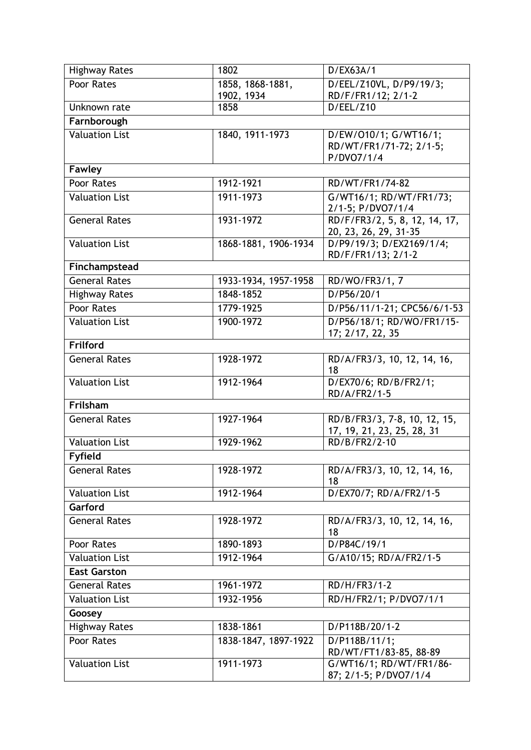| | | |
|---|---|---|
| Highway Rates | 1802 | D/EX63A/1 |
| Poor Rates | 1858, 1868-1881, 1902, 1934 | D/EEL/Z10VL, D/P9/19/3; RD/F/FR1/12; 2/1-2 |
| Unknown rate | 1858 | D/EEL/Z10 |
| **Farnborough** | | |
| Valuation List | 1840, 1911-1973 | D/EW/O10/1; G/WT16/1; RD/WT/FR1/71-72; 2/1-5; P/DVO7/1/4 |
| **Fawley** | | |
| Poor Rates | 1912-1921 | RD/WT/FR1/74-82 |
| Valuation List | 1911-1973 | G/WT16/1; RD/WT/FR1/73; 2/1-5; P/DVO7/1/4 |
| General Rates | 1931-1972 | RD/F/FR3/2, 5, 8, 12, 14, 17, 20, 23, 26, 29, 31-35 |
| Valuation List | 1868-1881, 1906-1934 | D/P9/19/3; D/EX2169/1/4; RD/F/FR1/13; 2/1-2 |
| **Finchampstead** | | |
| General Rates | 1933-1934, 1957-1958 | RD/WO/FR3/1, 7 |
| Highway Rates | 1848-1852 | D/P56/20/1 |
| Poor Rates | 1779-1925 | D/P56/11/1-21; CPC56/6/1-53 |
| Valuation List | 1900-1972 | D/P56/18/1; RD/WO/FR1/15-17; 2/17, 22, 35 |
| **Frilford** | | |
| General Rates | 1928-1972 | RD/A/FR3/3, 10, 12, 14, 16, 18 |
| Valuation List | 1912-1964 | D/EX70/6; RD/B/FR2/1; RD/A/FR2/1-5 |
| **Frilsham** | | |
| General Rates | 1927-1964 | RD/B/FR3/3, 7-8, 10, 12, 15, 17, 19, 21, 23, 25, 28, 31 |
| Valuation List | 1929-1962 | RD/B/FR2/2-10 |
| **Fyfield** | | |
| General Rates | 1928-1972 | RD/A/FR3/3, 10, 12, 14, 16, 18 |
| Valuation List | 1912-1964 | D/EX70/7; RD/A/FR2/1-5 |
| **Garford** | | |
| General Rates | 1928-1972 | RD/A/FR3/3, 10, 12, 14, 16, 18 |
| Poor Rates | 1890-1893 | D/P84C/19/1 |
| Valuation List | 1912-1964 | G/A10/15; RD/A/FR2/1-5 |
| **East Garston** | | |
| General Rates | 1961-1972 | RD/H/FR3/1-2 |
| Valuation List | 1932-1956 | RD/H/FR2/1; P/DVO7/1/1 |
| **Goosey** | | |
| Highway Rates | 1838-1861 | D/P118B/20/1-2 |
| Poor Rates | 1838-1847, 1897-1922 | D/P118B/11/1; RD/WT/FT1/83-85, 88-89 |
| Valuation List | 1911-1973 | G/WT16/1; RD/WT/FR1/86-87; 2/1-5; P/DVO7/1/4 |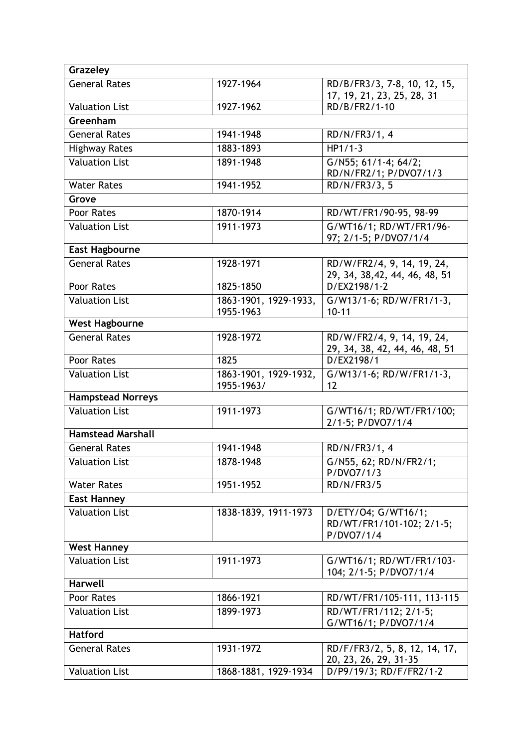| Grazeley | | |
|---|---|---|
| General Rates | 1927-1964 | RD/B/FR3/3, 7-8, 10, 12, 15, 17, 19, 21, 23, 25, 28, 31 |
| Valuation List | 1927-1962 | RD/B/FR2/1-10 |
| **Greenham** | | |
| General Rates | 1941-1948 | RD/N/FR3/1, 4 |
| Highway Rates | 1883-1893 | HP1/1-3 |
| Valuation List | 1891-1948 | G/N55; 61/1-4; 64/2; RD/N/FR2/1; P/DVO7/1/3 |
| Water Rates | 1941-1952 | RD/N/FR3/3, 5 |
| **Grove** | | |
| Poor Rates | 1870-1914 | RD/WT/FR1/90-95, 98-99 |
| Valuation List | 1911-1973 | G/WT16/1; RD/WT/FR1/96-97; 2/1-5; P/DVO7/1/4 |
| **East Hagbourne** | | |
| General Rates | 1928-1971 | RD/W/FR2/4, 9, 14, 19, 24, 29, 34, 38,42, 44, 46, 48, 51 |
| Poor Rates | 1825-1850 | D/EX2198/1-2 |
| Valuation List | 1863-1901, 1929-1933, 1955-1963 | G/W13/1-6; RD/W/FR1/1-3, 10-11 |
| **West Hagbourne** | | |
| General Rates | 1928-1972 | RD/W/FR2/4, 9, 14, 19, 24, 29, 34, 38, 42, 44, 46, 48, 51 |
| Poor Rates | 1825 | D/EX2198/1 |
| Valuation List | 1863-1901, 1929-1932, 1955-1963/ | G/W13/1-6; RD/W/FR1/1-3, 12 |
| **Hampstead Norreys** | | |
| Valuation List | 1911-1973 | G/WT16/1; RD/WT/FR1/100; 2/1-5; P/DVO7/1/4 |
| **Hamstead Marshall** | | |
| General Rates | 1941-1948 | RD/N/FR3/1, 4 |
| Valuation List | 1878-1948 | G/N55, 62; RD/N/FR2/1; P/DVO7/1/3 |
| Water Rates | 1951-1952 | RD/N/FR3/5 |
| **East Hanney** | | |
| Valuation List | 1838-1839, 1911-1973 | D/ETY/O4; G/WT16/1; RD/WT/FR1/101-102; 2/1-5; P/DVO7/1/4 |
| **West Hanney** | | |
| Valuation List | 1911-1973 | G/WT16/1; RD/WT/FR1/103-104; 2/1-5; P/DVO7/1/4 |
| **Harwell** | | |
| Poor Rates | 1866-1921 | RD/WT/FR1/105-111, 113-115 |
| Valuation List | 1899-1973 | RD/WT/FR1/112; 2/1-5; G/WT16/1; P/DVO7/1/4 |
| **Hatford** | | |
| General Rates | 1931-1972 | RD/F/FR3/2, 5, 8, 12, 14, 17, 20, 23, 26, 29, 31-35 |
| Valuation List | 1868-1881, 1929-1934 | D/P9/19/3; RD/F/FR2/1-2 |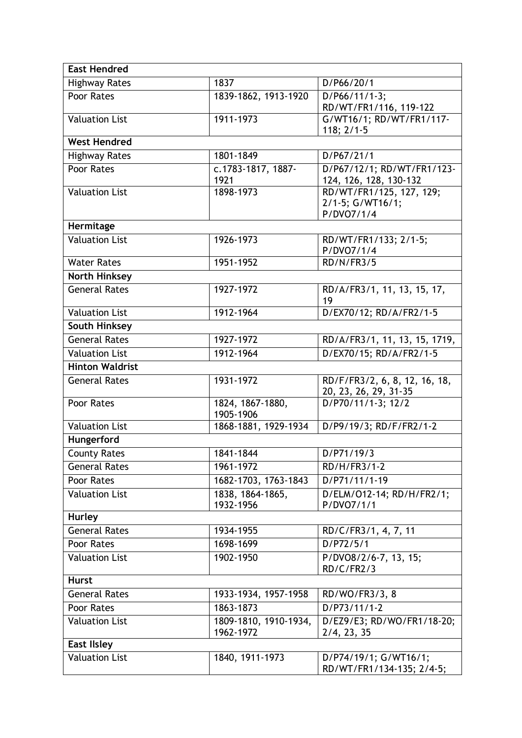| **East Hendred** | | |
|---|---|---|
| Highway Rates | 1837 | D/P66/20/1 |
| Poor Rates | 1839-1862, 1913-1920 | D/P66/11/1-3; RD/WT/FR1/116, 119-122 |
| Valuation List | 1911-1973 | G/WT16/1; RD/WT/FR1/117-118; 2/1-5 |
| **West Hendred** | | |
| Highway Rates | 1801-1849 | D/P67/21/1 |
| Poor Rates | c.1783-1817, 1887-1921 | D/P67/12/1; RD/WT/FR1/123-124, 126, 128, 130-132 |
| Valuation List | 1898-1973 | RD/WT/FR1/125, 127, 129; 2/1-5; G/WT16/1; P/DVO7/1/4 |
| **Hermitage** | | |
| Valuation List | 1926-1973 | RD/WT/FR1/133; 2/1-5; P/DVO7/1/4 |
| Water Rates | 1951-1952 | RD/N/FR3/5 |
| **North Hinksey** | | |
| General Rates | 1927-1972 | RD/A/FR3/1, 11, 13, 15, 17, 19 |
| Valuation List | 1912-1964 | D/EX70/12; RD/A/FR2/1-5 |
| **South Hinksey** | | |
| General Rates | 1927-1972 | RD/A/FR3/1, 11, 13, 15, 1719, |
| Valuation List | 1912-1964 | D/EX70/15; RD/A/FR2/1-5 |
| **Hinton Waldrist** | | |
| General Rates | 1931-1972 | RD/F/FR3/2, 6, 8, 12, 16, 18, 20, 23, 26, 29, 31-35 |
| Poor Rates | 1824, 1867-1880, 1905-1906 | D/P70/11/1-3; 12/2 |
| Valuation List | 1868-1881, 1929-1934 | D/P9/19/3; RD/F/FR2/1-2 |
| **Hungerford** | | |
| County Rates | 1841-1844 | D/P71/19/3 |
| General Rates | 1961-1972 | RD/H/FR3/1-2 |
| Poor Rates | 1682-1703, 1763-1843 | D/P71/11/1-19 |
| Valuation List | 1838, 1864-1865, 1932-1956 | D/ELM/O12-14; RD/H/FR2/1; P/DVO7/1/1 |
| **Hurley** | | |
| General Rates | 1934-1955 | RD/C/FR3/1, 4, 7, 11 |
| Poor Rates | 1698-1699 | D/P72/5/1 |
| Valuation List | 1902-1950 | P/DVO8/2/6-7, 13, 15; RD/C/FR2/3 |
| **Hurst** | | |
| General Rates | 1933-1934, 1957-1958 | RD/WO/FR3/3, 8 |
| Poor Rates | 1863-1873 | D/P73/11/1-2 |
| Valuation List | 1809-1810, 1910-1934, 1962-1972 | D/EZ9/E3; RD/WO/FR1/18-20; 2/4, 23, 35 |
| **East Ilsley** | | |
| Valuation List | 1840, 1911-1973 | D/P74/19/1; G/WT16/1; RD/WT/FR1/134-135; 2/4-5; |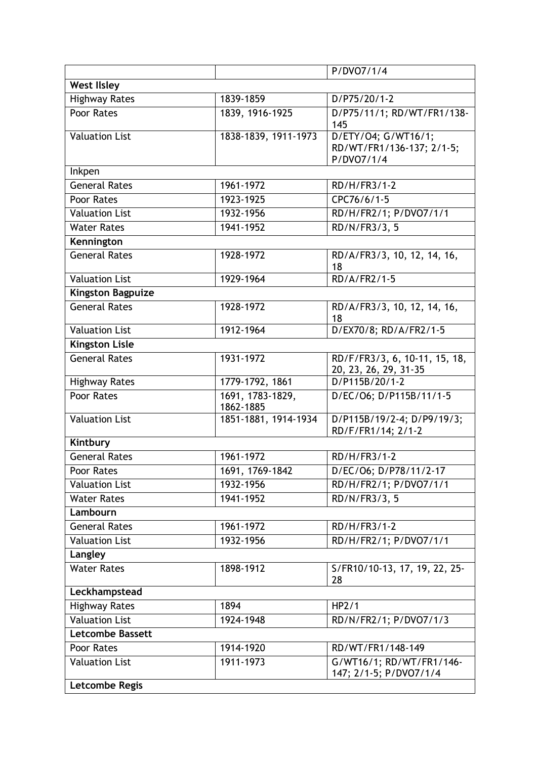| | | |
|---|---|---|
| | | P/DVO7/1/4 |
| **West Ilsley** | | |
| Highway Rates | 1839-1859 | D/P75/20/1-2 |
| Poor Rates | 1839, 1916-1925 | D/P75/11/1; RD/WT/FR1/138-145 |
| Valuation List | 1838-1839, 1911-1973 | D/ETY/O4; G/WT16/1; RD/WT/FR1/136-137; 2/1-5; P/DVO7/1/4 |
| Inkpen | | |
| General Rates | 1961-1972 | RD/H/FR3/1-2 |
| Poor Rates | 1923-1925 | CPC76/6/1-5 |
| Valuation List | 1932-1956 | RD/H/FR2/1; P/DVO7/1/1 |
| Water Rates | 1941-1952 | RD/N/FR3/3, 5 |
| **Kennington** | | |
| General Rates | 1928-1972 | RD/A/FR3/3, 10, 12, 14, 16, 18 |
| Valuation List | 1929-1964 | RD/A/FR2/1-5 |
| **Kingston Bagpuize** | | |
| General Rates | 1928-1972 | RD/A/FR3/3, 10, 12, 14, 16, 18 |
| Valuation List | 1912-1964 | D/EX70/8; RD/A/FR2/1-5 |
| **Kingston Lisle** | | |
| General Rates | 1931-1972 | RD/F/FR3/3, 6, 10-11, 15, 18, 20, 23, 26, 29, 31-35 |
| Highway Rates | 1779-1792, 1861 | D/P115B/20/1-2 |
| Poor Rates | 1691, 1783-1829, 1862-1885 | D/EC/O6; D/P115B/11/1-5 |
| Valuation List | 1851-1881, 1914-1934 | D/P115B/19/2-4; D/P9/19/3; RD/F/FR1/14; 2/1-2 |
| **Kintbury** | | |
| General Rates | 1961-1972 | RD/H/FR3/1-2 |
| Poor Rates | 1691, 1769-1842 | D/EC/O6; D/P78/11/2-17 |
| Valuation List | 1932-1956 | RD/H/FR2/1; P/DVO7/1/1 |
| Water Rates | 1941-1952 | RD/N/FR3/3, 5 |
| **Lambourn** | | |
| General Rates | 1961-1972 | RD/H/FR3/1-2 |
| Valuation List | 1932-1956 | RD/H/FR2/1; P/DVO7/1/1 |
| **Langley** | | |
| Water Rates | 1898-1912 | S/FR10/10-13, 17, 19, 22, 25-28 |
| **Leckhampstead** | | |
| Highway Rates | 1894 | HP2/1 |
| Valuation List | 1924-1948 | RD/N/FR2/1; P/DVO7/1/3 |
| **Letcombe Bassett** | | |
| Poor Rates | 1914-1920 | RD/WT/FR1/148-149 |
| Valuation List | 1911-1973 | G/WT16/1; RD/WT/FR1/146-147; 2/1-5; P/DVO7/1/4 |
| **Letcombe Regis** | | |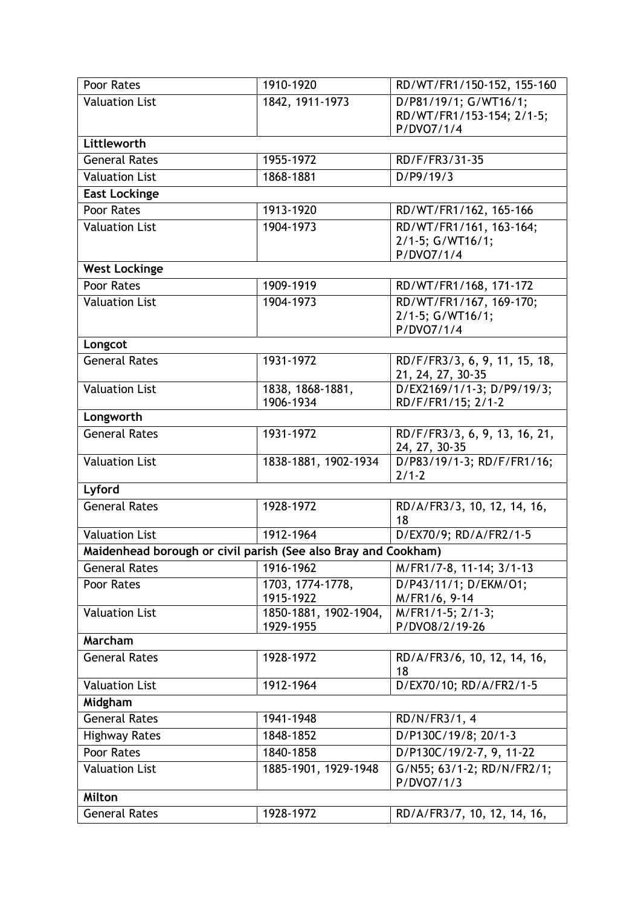| Poor Rates | 1910-1920 | RD/WT/FR1/150-152, 155-160 |
|---|---|---|
| Valuation List | 1842, 1911-1973 | D/P81/19/1; G/WT16/1; RD/WT/FR1/153-154; 2/1-5; P/DVO7/1/4 |
| **Littleworth** | | |
| General Rates | 1955-1972 | RD/F/FR3/31-35 |
| Valuation List | 1868-1881 | D/P9/19/3 |
| **East Lockinge** | | |
| Poor Rates | 1913-1920 | RD/WT/FR1/162, 165-166 |
| Valuation List | 1904-1973 | RD/WT/FR1/161, 163-164; 2/1-5; G/WT16/1; P/DVO7/1/4 |
| **West Lockinge** | | |
| Poor Rates | 1909-1919 | RD/WT/FR1/168, 171-172 |
| Valuation List | 1904-1973 | RD/WT/FR1/167, 169-170; 2/1-5; G/WT16/1; P/DVO7/1/4 |
| **Longcot** | | |
| General Rates | 1931-1972 | RD/F/FR3/3, 6, 9, 11, 15, 18, 21, 24, 27, 30-35 |
| Valuation List | 1838, 1868-1881, 1906-1934 | D/EX2169/1/1-3; D/P9/19/3; RD/F/FR1/15; 2/1-2 |
| **Longworth** | | |
| General Rates | 1931-1972 | RD/F/FR3/3, 6, 9, 13, 16, 21, 24, 27, 30-35 |
| Valuation List | 1838-1881, 1902-1934 | D/P83/19/1-3; RD/F/FR1/16; 2/1-2 |
| **Lyford** | | |
| General Rates | 1928-1972 | RD/A/FR3/3, 10, 12, 14, 16, 18 |
| Valuation List | 1912-1964 | D/EX70/9; RD/A/FR2/1-5 |
| **Maidenhead borough or civil parish (See also Bray and Cookham)** | | |
| General Rates | 1916-1962 | M/FR1/7-8, 11-14; 3/1-13 |
| Poor Rates | 1703, 1774-1778, 1915-1922 | D/P43/11/1; D/EKM/O1; M/FR1/6, 9-14 |
| Valuation List | 1850-1881, 1902-1904, 1929-1955 | M/FR1/1-5; 2/1-3; P/DVO8/2/19-26 |
| **Marcham** | | |
| General Rates | 1928-1972 | RD/A/FR3/6, 10, 12, 14, 16, 18 |
| Valuation List | 1912-1964 | D/EX70/10; RD/A/FR2/1-5 |
| **Midgham** | | |
| General Rates | 1941-1948 | RD/N/FR3/1, 4 |
| Highway Rates | 1848-1852 | D/P130C/19/8; 20/1-3 |
| Poor Rates | 1840-1858 | D/P130C/19/2-7, 9, 11-22 |
| Valuation List | 1885-1901, 1929-1948 | G/N55; 63/1-2; RD/N/FR2/1; P/DVO7/1/3 |
| **Milton** | | |
| General Rates | 1928-1972 | RD/A/FR3/7, 10, 12, 14, 16, |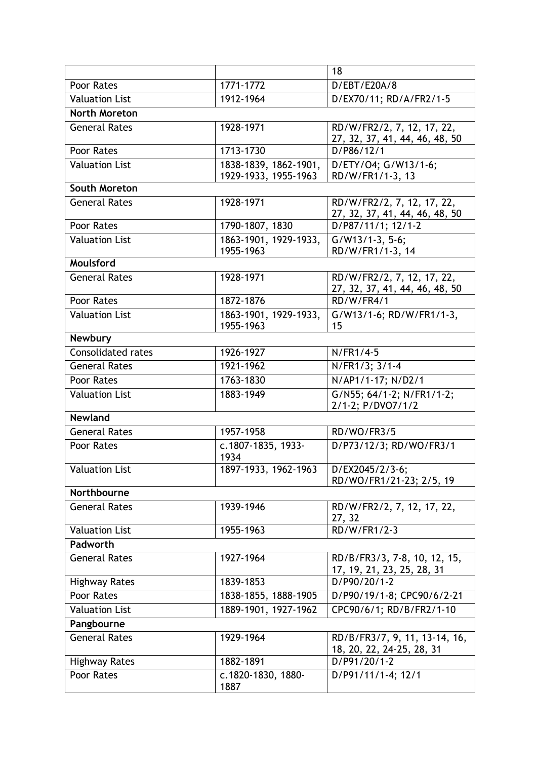| | | 18 |
|---|---|---|
| Poor Rates | 1771-1772 | D/EBT/E20A/8 |
| Valuation List | 1912-1964 | D/EX70/11; RD/A/FR2/1-5 |
| **North Moreton** | | |
| General Rates | 1928-1971 | RD/W/FR2/2, 7, 12, 17, 22, 27, 32, 37, 41, 44, 46, 48, 50 |
| Poor Rates | 1713-1730 | D/P86/12/1 |
| Valuation List | 1838-1839, 1862-1901, 1929-1933, 1955-1963 | D/ETY/O4; G/W13/1-6; RD/W/FR1/1-3, 13 |
| **South Moreton** | | |
| General Rates | 1928-1971 | RD/W/FR2/2, 7, 12, 17, 22, 27, 32, 37, 41, 44, 46, 48, 50 |
| Poor Rates | 1790-1807, 1830 | D/P87/11/1; 12/1-2 |
| Valuation List | 1863-1901, 1929-1933, 1955-1963 | G/W13/1-3, 5-6; RD/W/FR1/1-3, 14 |
| **Moulsford** | | |
| General Rates | 1928-1971 | RD/W/FR2/2, 7, 12, 17, 22, 27, 32, 37, 41, 44, 46, 48, 50 |
| Poor Rates | 1872-1876 | RD/W/FR4/1 |
| Valuation List | 1863-1901, 1929-1933, 1955-1963 | G/W13/1-6; RD/W/FR1/1-3, 15 |
| **Newbury** | | |
| Consolidated rates | 1926-1927 | N/FR1/4-5 |
| General Rates | 1921-1962 | N/FR1/3; 3/1-4 |
| Poor Rates | 1763-1830 | N/AP1/1-17; N/D2/1 |
| Valuation List | 1883-1949 | G/N55; 64/1-2; N/FR1/1-2; 2/1-2; P/DVO7/1/2 |
| **Newland** | | |
| General Rates | 1957-1958 | RD/WO/FR3/5 |
| Poor Rates | c.1807-1835, 1933-1934 | D/P73/12/3; RD/WO/FR3/1 |
| Valuation List | 1897-1933, 1962-1963 | D/EX2045/2/3-6; RD/WO/FR1/21-23; 2/5, 19 |
| **Northbourne** | | |
| General Rates | 1939-1946 | RD/W/FR2/2, 7, 12, 17, 22, 27, 32 |
| Valuation List | 1955-1963 | RD/W/FR1/2-3 |
| **Padworth** | | |
| General Rates | 1927-1964 | RD/B/FR3/3, 7-8, 10, 12, 15, 17, 19, 21, 23, 25, 28, 31 |
| Highway Rates | 1839-1853 | D/P90/20/1-2 |
| Poor Rates | 1838-1855, 1888-1905 | D/P90/19/1-8; CPC90/6/2-21 |
| Valuation List | 1889-1901, 1927-1962 | CPC90/6/1; RD/B/FR2/1-10 |
| **Pangbourne** | | |
| General Rates | 1929-1964 | RD/B/FR3/7, 9, 11, 13-14, 16, 18, 20, 22, 24-25, 28, 31 |
| Highway Rates | 1882-1891 | D/P91/20/1-2 |
| Poor Rates | c.1820-1830, 1880-1887 | D/P91/11/1-4; 12/1 |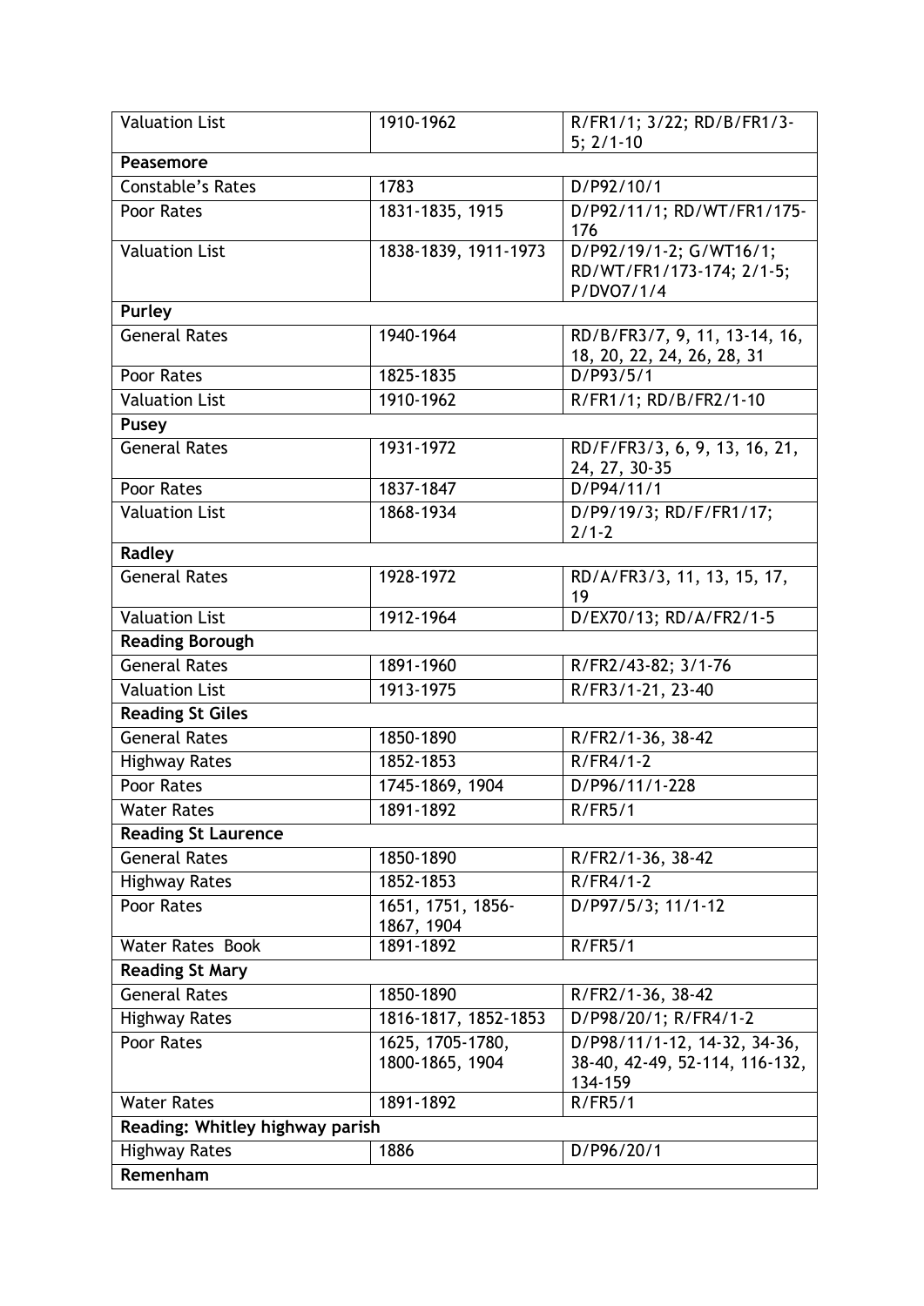| Valuation List | 1910-1962 | R/FR1/1; 3/22; RD/B/FR1/3-5; 2/1-10 |
|---|---|---|
| **Peasemore** | | |
| Constable's Rates | 1783 | D/P92/10/1 |
| Poor Rates | 1831-1835, 1915 | D/P92/11/1; RD/WT/FR1/175-176 |
| Valuation List | 1838-1839, 1911-1973 | D/P92/19/1-2; G/WT16/1; RD/WT/FR1/173-174; 2/1-5; P/DVO7/1/4 |
| **Purley** | | |
| General Rates | 1940-1964 | RD/B/FR3/7, 9, 11, 13-14, 16, 18, 20, 22, 24, 26, 28, 31 |
| Poor Rates | 1825-1835 | D/P93/5/1 |
| Valuation List | 1910-1962 | R/FR1/1; RD/B/FR2/1-10 |
| **Pusey** | | |
| General Rates | 1931-1972 | RD/F/FR3/3, 6, 9, 13, 16, 21, 24, 27, 30-35 |
| Poor Rates | 1837-1847 | D/P94/11/1 |
| Valuation List | 1868-1934 | D/P9/19/3; RD/F/FR1/17; 2/1-2 |
| **Radley** | | |
| General Rates | 1928-1972 | RD/A/FR3/3, 11, 13, 15, 17, 19 |
| Valuation List | 1912-1964 | D/EX70/13; RD/A/FR2/1-5 |
| **Reading Borough** | | |
| General Rates | 1891-1960 | R/FR2/43-82; 3/1-76 |
| Valuation List | 1913-1975 | R/FR3/1-21, 23-40 |
| **Reading St Giles** | | |
| General Rates | 1850-1890 | R/FR2/1-36, 38-42 |
| Highway Rates | 1852-1853 | R/FR4/1-2 |
| Poor Rates | 1745-1869, 1904 | D/P96/11/1-228 |
| Water Rates | 1891-1892 | R/FR5/1 |
| **Reading St Laurence** | | |
| General Rates | 1850-1890 | R/FR2/1-36, 38-42 |
| Highway Rates | 1852-1853 | R/FR4/1-2 |
| Poor Rates | 1651, 1751, 1856-1867, 1904 | D/P97/5/3; 11/1-12 |
| Water Rates Book | 1891-1892 | R/FR5/1 |
| **Reading St Mary** | | |
| General Rates | 1850-1890 | R/FR2/1-36, 38-42 |
| Highway Rates | 1816-1817, 1852-1853 | D/P98/20/1; R/FR4/1-2 |
| Poor Rates | 1625, 1705-1780, 1800-1865, 1904 | D/P98/11/1-12, 14-32, 34-36, 38-40, 42-49, 52-114, 116-132, 134-159 |
| Water Rates | 1891-1892 | R/FR5/1 |
| **Reading: Whitley highway parish** | | |
| Highway Rates | 1886 | D/P96/20/1 |
| **Remenham** | | |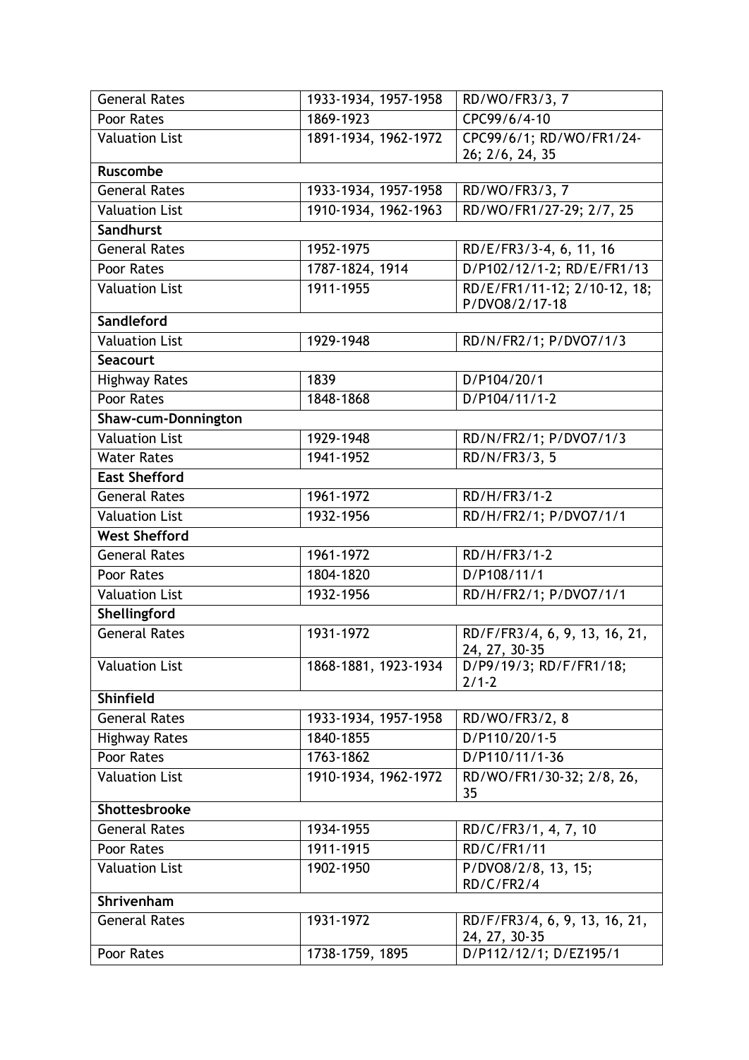| | | |
|---|---|---|
| General Rates | 1933-1934, 1957-1958 | RD/WO/FR3/3, 7 |
| Poor Rates | 1869-1923 | CPC99/6/4-10 |
| Valuation List | 1891-1934, 1962-1972 | CPC99/6/1; RD/WO/FR1/24-26; 2/6, 24, 35 |
| **Ruscombe** | | |
| General Rates | 1933-1934, 1957-1958 | RD/WO/FR3/3, 7 |
| Valuation List | 1910-1934, 1962-1963 | RD/WO/FR1/27-29; 2/7, 25 |
| **Sandhurst** | | |
| General Rates | 1952-1975 | RD/E/FR3/3-4, 6, 11, 16 |
| Poor Rates | 1787-1824, 1914 | D/P102/12/1-2; RD/E/FR1/13 |
| Valuation List | 1911-1955 | RD/E/FR1/11-12; 2/10-12, 18; P/DVO8/2/17-18 |
| **Sandleford** | | |
| Valuation List | 1929-1948 | RD/N/FR2/1; P/DVO7/1/3 |
| **Seacourt** | | |
| Highway Rates | 1839 | D/P104/20/1 |
| Poor Rates | 1848-1868 | D/P104/11/1-2 |
| **Shaw-cum-Donnington** | | |
| Valuation List | 1929-1948 | RD/N/FR2/1; P/DVO7/1/3 |
| Water Rates | 1941-1952 | RD/N/FR3/3, 5 |
| **East Shefford** | | |
| General Rates | 1961-1972 | RD/H/FR3/1-2 |
| Valuation List | 1932-1956 | RD/H/FR2/1; P/DVO7/1/1 |
| **West Shefford** | | |
| General Rates | 1961-1972 | RD/H/FR3/1-2 |
| Poor Rates | 1804-1820 | D/P108/11/1 |
| Valuation List | 1932-1956 | RD/H/FR2/1; P/DVO7/1/1 |
| **Shellingford** | | |
| General Rates | 1931-1972 | RD/F/FR3/4, 6, 9, 13, 16, 21, 24, 27, 30-35 |
| Valuation List | 1868-1881, 1923-1934 | D/P9/19/3; RD/F/FR1/18; 2/1-2 |
| **Shinfield** | | |
| General Rates | 1933-1934, 1957-1958 | RD/WO/FR3/2, 8 |
| Highway Rates | 1840-1855 | D/P110/20/1-5 |
| Poor Rates | 1763-1862 | D/P110/11/1-36 |
| Valuation List | 1910-1934, 1962-1972 | RD/WO/FR1/30-32; 2/8, 26, 35 |
| **Shottesbrooke** | | |
| General Rates | 1934-1955 | RD/C/FR3/1, 4, 7, 10 |
| Poor Rates | 1911-1915 | RD/C/FR1/11 |
| Valuation List | 1902-1950 | P/DVO8/2/8, 13, 15; RD/C/FR2/4 |
| **Shrivenham** | | |
| General Rates | 1931-1972 | RD/F/FR3/4, 6, 9, 13, 16, 21, 24, 27, 30-35 |
| Poor Rates | 1738-1759, 1895 | D/P112/12/1; D/EZ195/1 |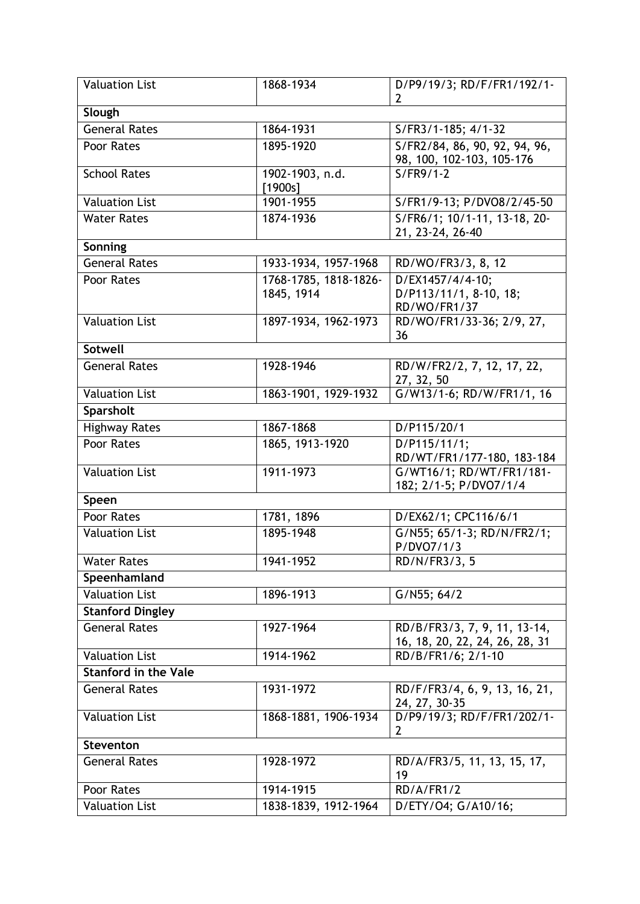| Valuation List | 1868-1934 | D/P9/19/3; RD/F/FR1/192/1-2 |
|---|---|---|
| **Slough** | | |
| General Rates | 1864-1931 | S/FR3/1-185; 4/1-32 |
| Poor Rates | 1895-1920 | S/FR2/84, 86, 90, 92, 94, 96, 98, 100, 102-103, 105-176 |
| School Rates | 1902-1903, n.d. [1900s] | S/FR9/1-2 |
| Valuation List | 1901-1955 | S/FR1/9-13; P/DVO8/2/45-50 |
| Water Rates | 1874-1936 | S/FR6/1; 10/1-11, 13-18, 20-21, 23-24, 26-40 |
| **Sonning** | | |
| General Rates | 1933-1934, 1957-1968 | RD/WO/FR3/3, 8, 12 |
| Poor Rates | 1768-1785, 1818-1826-1845, 1914 | D/EX1457/4/4-10; D/P113/11/1, 8-10, 18; RD/WO/FR1/37 |
| Valuation List | 1897-1934, 1962-1973 | RD/WO/FR1/33-36; 2/9, 27, 36 |
| **Sotwell** | | |
| General Rates | 1928-1946 | RD/W/FR2/2, 7, 12, 17, 22, 27, 32, 50 |
| Valuation List | 1863-1901, 1929-1932 | G/W13/1-6; RD/W/FR1/1, 16 |
| **Sparsholt** | | |
| Highway Rates | 1867-1868 | D/P115/20/1 |
| Poor Rates | 1865, 1913-1920 | D/P115/11/1; RD/WT/FR1/177-180, 183-184 |
| Valuation List | 1911-1973 | G/WT16/1; RD/WT/FR1/181-182; 2/1-5; P/DVO7/1/4 |
| **Speen** | | |
| Poor Rates | 1781, 1896 | D/EX62/1; CPC116/6/1 |
| Valuation List | 1895-1948 | G/N55; 65/1-3; RD/N/FR2/1; P/DVO7/1/3 |
| Water Rates | 1941-1952 | RD/N/FR3/3, 5 |
| **Speenhamland** | | |
| Valuation List | 1896-1913 | G/N55; 64/2 |
| **Stanford Dingley** | | |
| General Rates | 1927-1964 | RD/B/FR3/3, 7, 9, 11, 13-14, 16, 18, 20, 22, 24, 26, 28, 31 |
| Valuation List | 1914-1962 | RD/B/FR1/6; 2/1-10 |
| **Stanford in the Vale** | | |
| General Rates | 1931-1972 | RD/F/FR3/4, 6, 9, 13, 16, 21, 24, 27, 30-35 |
| Valuation List | 1868-1881, 1906-1934 | D/P9/19/3; RD/F/FR1/202/1-2 |
| **Steventon** | | |
| General Rates | 1928-1972 | RD/A/FR3/5, 11, 13, 15, 17, 19 |
| Poor Rates | 1914-1915 | RD/A/FR1/2 |
| Valuation List | 1838-1839, 1912-1964 | D/ETY/O4; G/A10/16; |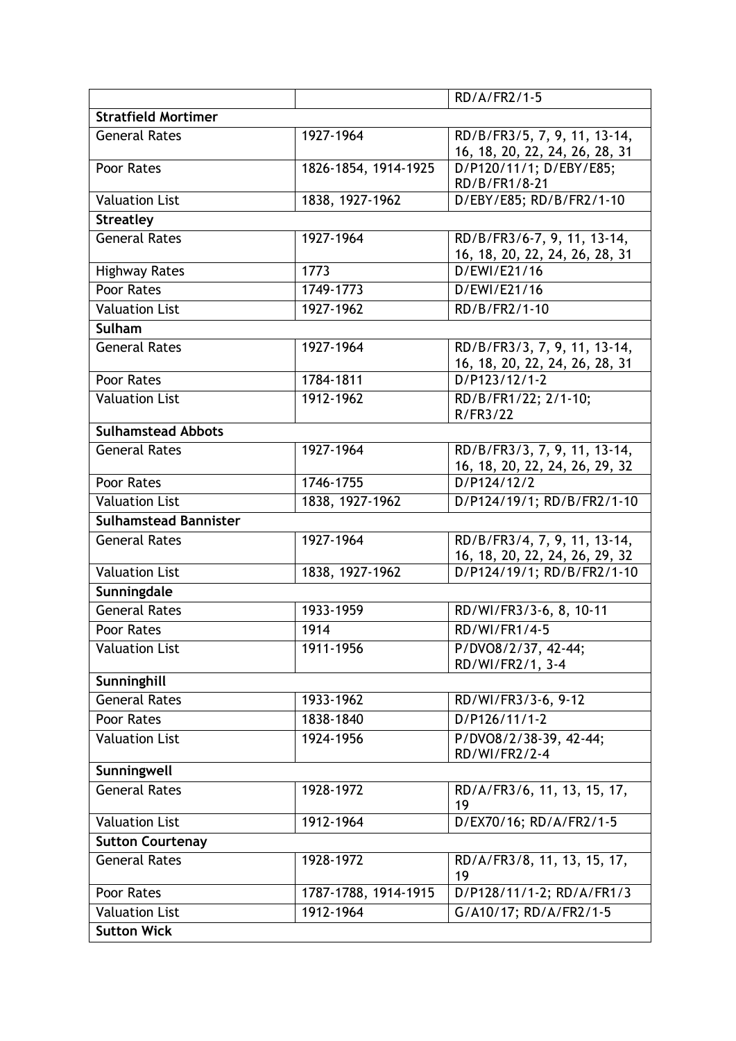| | | |
|---|---|---|
| | | RD/A/FR2/1-5 |
| **Stratfield Mortimer** | | |
| General Rates | 1927-1964 | RD/B/FR3/5, 7, 9, 11, 13-14, 16, 18, 20, 22, 24, 26, 28, 31 |
| Poor Rates | 1826-1854, 1914-1925 | D/P120/11/1; D/EBY/E85; RD/B/FR1/8-21 |
| Valuation List | 1838, 1927-1962 | D/EBY/E85; RD/B/FR2/1-10 |
| **Streatley** | | |
| General Rates | 1927-1964 | RD/B/FR3/6-7, 9, 11, 13-14, 16, 18, 20, 22, 24, 26, 28, 31 |
| Highway Rates | 1773 | D/EWI/E21/16 |
| Poor Rates | 1749-1773 | D/EWI/E21/16 |
| Valuation List | 1927-1962 | RD/B/FR2/1-10 |
| **Sulham** | | |
| General Rates | 1927-1964 | RD/B/FR3/3, 7, 9, 11, 13-14, 16, 18, 20, 22, 24, 26, 28, 31 |
| Poor Rates | 1784-1811 | D/P123/12/1-2 |
| Valuation List | 1912-1962 | RD/B/FR1/22; 2/1-10; R/FR3/22 |
| **Sulhamstead Abbots** | | |
| General Rates | 1927-1964 | RD/B/FR3/3, 7, 9, 11, 13-14, 16, 18, 20, 22, 24, 26, 29, 32 |
| Poor Rates | 1746-1755 | D/P124/12/2 |
| Valuation List | 1838, 1927-1962 | D/P124/19/1; RD/B/FR2/1-10 |
| **Sulhamstead Bannister** | | |
| General Rates | 1927-1964 | RD/B/FR3/4, 7, 9, 11, 13-14, 16, 18, 20, 22, 24, 26, 29, 32 |
| Valuation List | 1838, 1927-1962 | D/P124/19/1; RD/B/FR2/1-10 |
| **Sunningdale** | | |
| General Rates | 1933-1959 | RD/WI/FR3/3-6, 8, 10-11 |
| Poor Rates | 1914 | RD/WI/FR1/4-5 |
| Valuation List | 1911-1956 | P/DVO8/2/37, 42-44; RD/WI/FR2/1, 3-4 |
| **Sunninghill** | | |
| General Rates | 1933-1962 | RD/WI/FR3/3-6, 9-12 |
| Poor Rates | 1838-1840 | D/P126/11/1-2 |
| Valuation List | 1924-1956 | P/DVO8/2/38-39, 42-44; RD/WI/FR2/2-4 |
| **Sunningwell** | | |
| General Rates | 1928-1972 | RD/A/FR3/6, 11, 13, 15, 17, 19 |
| Valuation List | 1912-1964 | D/EX70/16; RD/A/FR2/1-5 |
| **Sutton Courtenay** | | |
| General Rates | 1928-1972 | RD/A/FR3/8, 11, 13, 15, 17, 19 |
| Poor Rates | 1787-1788, 1914-1915 | D/P128/11/1-2; RD/A/FR1/3 |
| Valuation List | 1912-1964 | G/A10/17; RD/A/FR2/1-5 |
| **Sutton Wick** | | |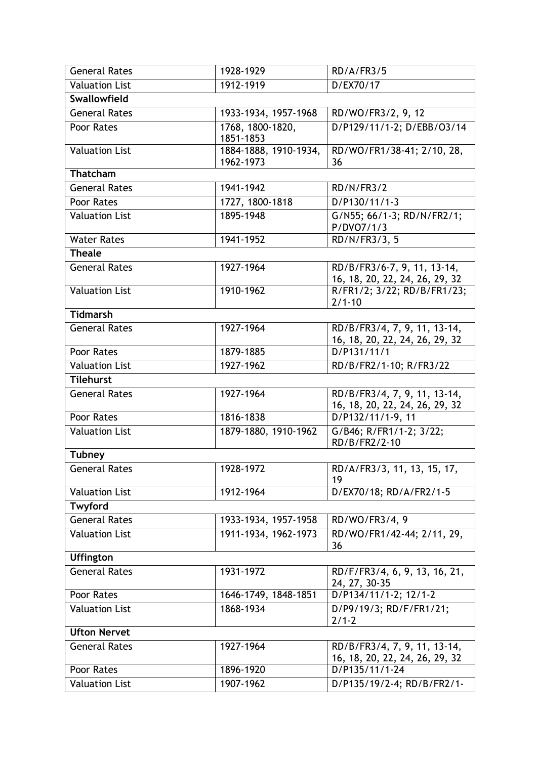| General Rates | 1928-1929 | RD/A/FR3/5 |
|---|---|---|
| Valuation List | 1912-1919 | D/EX70/17 |
| **Swallowfield** | | |
| General Rates | 1933-1934, 1957-1968 | RD/WO/FR3/2, 9, 12 |
| Poor Rates | 1768, 1800-1820, 1851-1853 | D/P129/11/1-2; D/EBB/O3/14 |
| Valuation List | 1884-1888, 1910-1934, 1962-1973 | RD/WO/FR1/38-41; 2/10, 28, 36 |
| **Thatcham** | | |
| General Rates | 1941-1942 | RD/N/FR3/2 |
| Poor Rates | 1727, 1800-1818 | D/P130/11/1-3 |
| Valuation List | 1895-1948 | G/N55; 66/1-3; RD/N/FR2/1; P/DVO7/1/3 |
| Water Rates | 1941-1952 | RD/N/FR3/3, 5 |
| **Theale** | | |
| General Rates | 1927-1964 | RD/B/FR3/6-7, 9, 11, 13-14, 16, 18, 20, 22, 24, 26, 29, 32 |
| Valuation List | 1910-1962 | R/FR1/2; 3/22; RD/B/FR1/23; 2/1-10 |
| **Tidmarsh** | | |
| General Rates | 1927-1964 | RD/B/FR3/4, 7, 9, 11, 13-14, 16, 18, 20, 22, 24, 26, 29, 32 |
| Poor Rates | 1879-1885 | D/P131/11/1 |
| Valuation List | 1927-1962 | RD/B/FR2/1-10; R/FR3/22 |
| **Tilehurst** | | |
| General Rates | 1927-1964 | RD/B/FR3/4, 7, 9, 11, 13-14, 16, 18, 20, 22, 24, 26, 29, 32 |
| Poor Rates | 1816-1838 | D/P132/11/1-9, 11 |
| Valuation List | 1879-1880, 1910-1962 | G/B46; R/FR1/1-2; 3/22; RD/B/FR2/2-10 |
| **Tubney** | | |
| General Rates | 1928-1972 | RD/A/FR3/3, 11, 13, 15, 17, 19 |
| Valuation List | 1912-1964 | D/EX70/18; RD/A/FR2/1-5 |
| **Twyford** | | |
| General Rates | 1933-1934, 1957-1958 | RD/WO/FR3/4, 9 |
| Valuation List | 1911-1934, 1962-1973 | RD/WO/FR1/42-44; 2/11, 29, 36 |
| **Uffington** | | |
| General Rates | 1931-1972 | RD/F/FR3/4, 6, 9, 13, 16, 21, 24, 27, 30-35 |
| Poor Rates | 1646-1749, 1848-1851 | D/P134/11/1-2; 12/1-2 |
| Valuation List | 1868-1934 | D/P9/19/3; RD/F/FR1/21; 2/1-2 |
| **Ufton Nervet** | | |
| General Rates | 1927-1964 | RD/B/FR3/4, 7, 9, 11, 13-14, 16, 18, 20, 22, 24, 26, 29, 32 |
| Poor Rates | 1896-1920 | D/P135/11/1-24 |
| Valuation List | 1907-1962 | D/P135/19/2-4; RD/B/FR2/1- |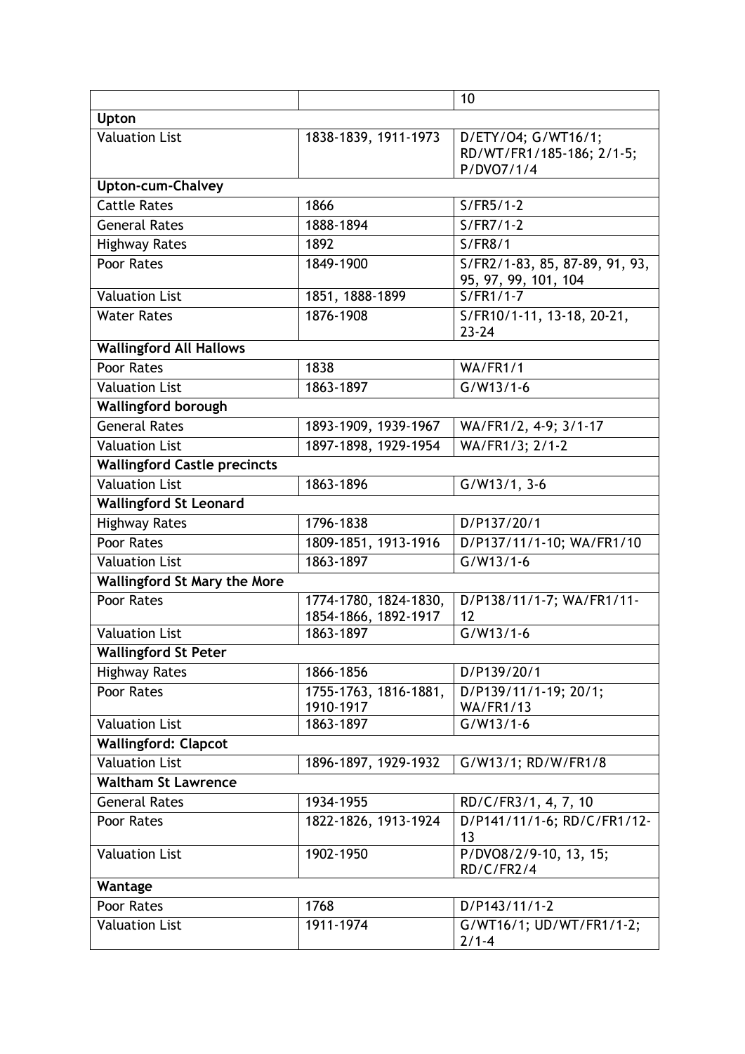| | | 10 |
|---|---|---|
| **Upton** | | |
| Valuation List | 1838-1839, 1911-1973 | D/ETY/O4; G/WT16/1; RD/WT/FR1/185-186; 2/1-5; P/DVO7/1/4 |
| **Upton-cum-Chalvey** | | |
| Cattle Rates | 1866 | S/FR5/1-2 |
| General Rates | 1888-1894 | S/FR7/1-2 |
| Highway Rates | 1892 | S/FR8/1 |
| Poor Rates | 1849-1900 | S/FR2/1-83, 85, 87-89, 91, 93, 95, 97, 99, 101, 104 |
| Valuation List | 1851, 1888-1899 | S/FR1/1-7 |
| Water Rates | 1876-1908 | S/FR10/1-11, 13-18, 20-21, 23-24 |
| **Wallingford All Hallows** | | |
| Poor Rates | 1838 | WA/FR1/1 |
| Valuation List | 1863-1897 | G/W13/1-6 |
| **Wallingford borough** | | |
| General Rates | 1893-1909, 1939-1967 | WA/FR1/2, 4-9; 3/1-17 |
| Valuation List | 1897-1898, 1929-1954 | WA/FR1/3; 2/1-2 |
| **Wallingford Castle precincts** | | |
| Valuation List | 1863-1896 | G/W13/1, 3-6 |
| **Wallingford St Leonard** | | |
| Highway Rates | 1796-1838 | D/P137/20/1 |
| Poor Rates | 1809-1851, 1913-1916 | D/P137/11/1-10; WA/FR1/10 |
| Valuation List | 1863-1897 | G/W13/1-6 |
| **Wallingford St Mary the More** | | |
| Poor Rates | 1774-1780, 1824-1830, 1854-1866, 1892-1917 | D/P138/11/1-7; WA/FR1/11-12 |
| Valuation List | 1863-1897 | G/W13/1-6 |
| **Wallingford St Peter** | | |
| Highway Rates | 1866-1856 | D/P139/20/1 |
| Poor Rates | 1755-1763, 1816-1881, 1910-1917 | D/P139/11/1-19; 20/1; WA/FR1/13 |
| Valuation List | 1863-1897 | G/W13/1-6 |
| **Wallingford: Clapcot** | | |
| Valuation List | 1896-1897, 1929-1932 | G/W13/1; RD/W/FR1/8 |
| **Waltham St Lawrence** | | |
| General Rates | 1934-1955 | RD/C/FR3/1, 4, 7, 10 |
| Poor Rates | 1822-1826, 1913-1924 | D/P141/11/1-6; RD/C/FR1/12-13 |
| Valuation List | 1902-1950 | P/DVO8/2/9-10, 13, 15; RD/C/FR2/4 |
| **Wantage** | | |
| Poor Rates | 1768 | D/P143/11/1-2 |
| Valuation List | 1911-1974 | G/WT16/1; UD/WT/FR1/1-2; 2/1-4 |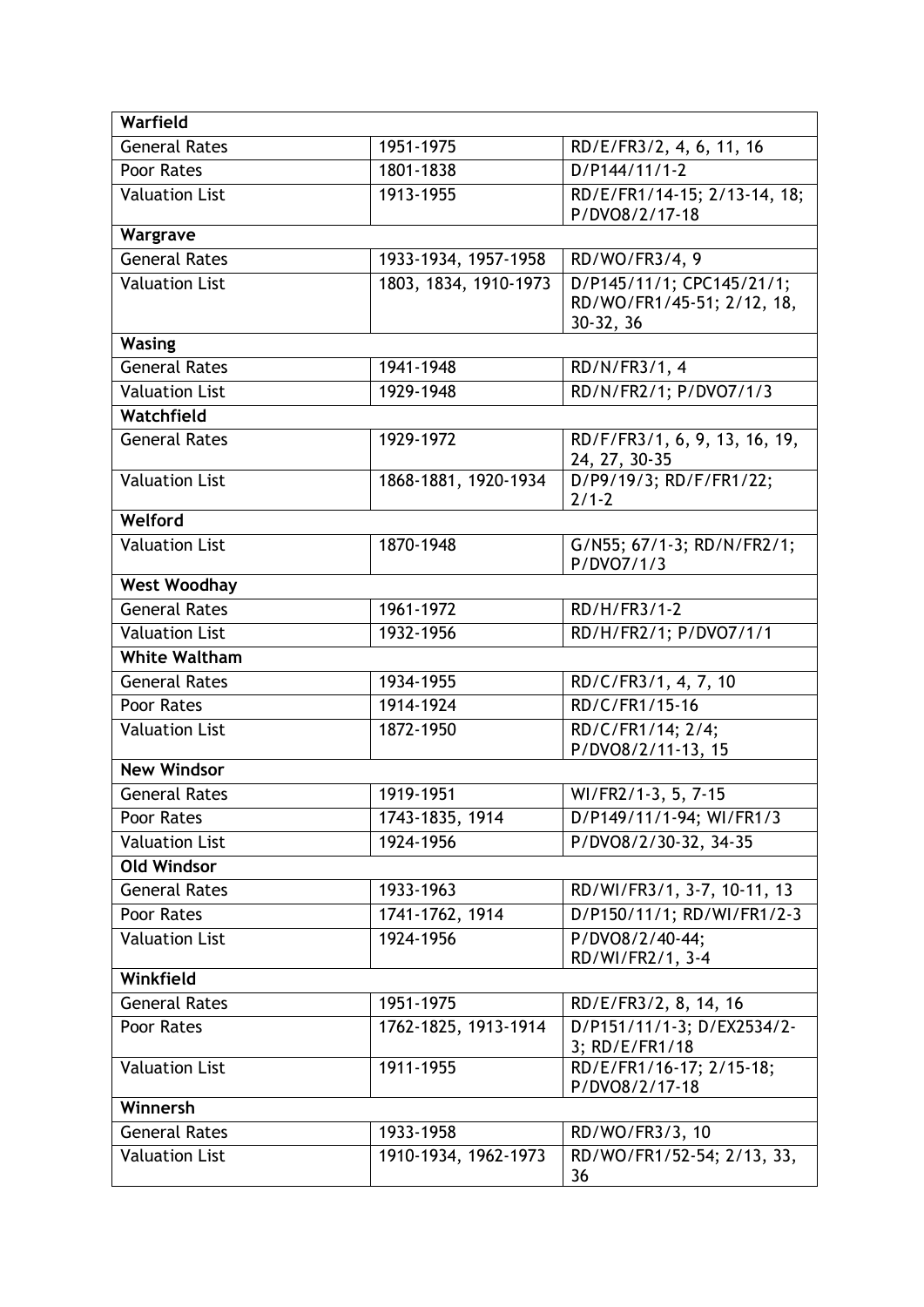| Warfield | | |
|---|---|---|
| General Rates | 1951-1975 | RD/E/FR3/2, 4, 6, 11, 16 |
| Poor Rates | 1801-1838 | D/P144/11/1-2 |
| Valuation List | 1913-1955 | RD/E/FR1/14-15; 2/13-14, 18; P/DVO8/2/17-18 |
| **Wargrave** | | |
| General Rates | 1933-1934, 1957-1958 | RD/WO/FR3/4, 9 |
| Valuation List | 1803, 1834, 1910-1973 | D/P145/11/1; CPC145/21/1; RD/WO/FR1/45-51; 2/12, 18, 30-32, 36 |
| **Wasing** | | |
| General Rates | 1941-1948 | RD/N/FR3/1, 4 |
| Valuation List | 1929-1948 | RD/N/FR2/1; P/DVO7/1/3 |
| **Watchfield** | | |
| General Rates | 1929-1972 | RD/F/FR3/1, 6, 9, 13, 16, 19, 24, 27, 30-35 |
| Valuation List | 1868-1881, 1920-1934 | D/P9/19/3; RD/F/FR1/22; 2/1-2 |
| **Welford** | | |
| Valuation List | 1870-1948 | G/N55; 67/1-3; RD/N/FR2/1; P/DVO7/1/3 |
| **West Woodhay** | | |
| General Rates | 1961-1972 | RD/H/FR3/1-2 |
| Valuation List | 1932-1956 | RD/H/FR2/1; P/DVO7/1/1 |
| **White Waltham** | | |
| General Rates | 1934-1955 | RD/C/FR3/1, 4, 7, 10 |
| Poor Rates | 1914-1924 | RD/C/FR1/15-16 |
| Valuation List | 1872-1950 | RD/C/FR1/14; 2/4; P/DVO8/2/11-13, 15 |
| **New Windsor** | | |
| General Rates | 1919-1951 | WI/FR2/1-3, 5, 7-15 |
| Poor Rates | 1743-1835, 1914 | D/P149/11/1-94; WI/FR1/3 |
| Valuation List | 1924-1956 | P/DVO8/2/30-32, 34-35 |
| **Old Windsor** | | |
| General Rates | 1933-1963 | RD/WI/FR3/1, 3-7, 10-11, 13 |
| Poor Rates | 1741-1762, 1914 | D/P150/11/1; RD/WI/FR1/2-3 |
| Valuation List | 1924-1956 | P/DVO8/2/40-44; RD/WI/FR2/1, 3-4 |
| **Winkfield** | | |
| General Rates | 1951-1975 | RD/E/FR3/2, 8, 14, 16 |
| Poor Rates | 1762-1825, 1913-1914 | D/P151/11/1-3; D/EX2534/2-3; RD/E/FR1/18 |
| Valuation List | 1911-1955 | RD/E/FR1/16-17; 2/15-18; P/DVO8/2/17-18 |
| **Winnersh** | | |
| General Rates | 1933-1958 | RD/WO/FR3/3, 10 |
| Valuation List | 1910-1934, 1962-1973 | RD/WO/FR1/52-54; 2/13, 33, 36 |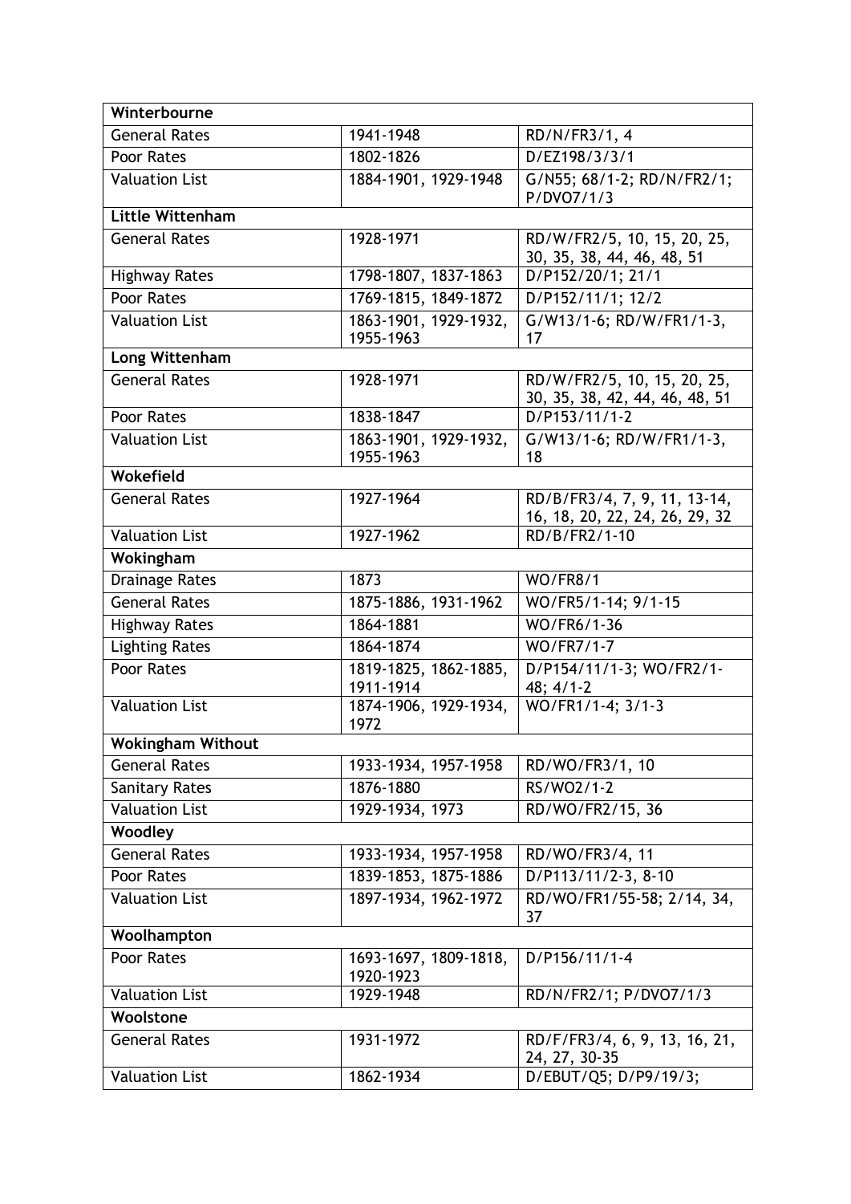| Winterbourne | | |
|---|---|---|
| General Rates | 1941-1948 | RD/N/FR3/1, 4 |
| Poor Rates | 1802-1826 | D/EZ198/3/3/1 |
| Valuation List | 1884-1901, 1929-1948 | G/N55; 68/1-2; RD/N/FR2/1; P/DVO7/1/3 |
| **Little Wittenham** | | |
| General Rates | 1928-1971 | RD/W/FR2/5, 10, 15, 20, 25, 30, 35, 38, 44, 46, 48, 51 |
| Highway Rates | 1798-1807, 1837-1863 | D/P152/20/1; 21/1 |
| Poor Rates | 1769-1815, 1849-1872 | D/P152/11/1; 12/2 |
| Valuation List | 1863-1901, 1929-1932, 1955-1963 | G/W13/1-6; RD/W/FR1/1-3, 17 |
| **Long Wittenham** | | |
| General Rates | 1928-1971 | RD/W/FR2/5, 10, 15, 20, 25, 30, 35, 38, 42, 44, 46, 48, 51 |
| Poor Rates | 1838-1847 | D/P153/11/1-2 |
| Valuation List | 1863-1901, 1929-1932, 1955-1963 | G/W13/1-6; RD/W/FR1/1-3, 18 |
| **Wokefield** | | |
| General Rates | 1927-1964 | RD/B/FR3/4, 7, 9, 11, 13-14, 16, 18, 20, 22, 24, 26, 29, 32 |
| Valuation List | 1927-1962 | RD/B/FR2/1-10 |
| **Wokingham** | | |
| Drainage Rates | 1873 | WO/FR8/1 |
| General Rates | 1875-1886, 1931-1962 | WO/FR5/1-14; 9/1-15 |
| Highway Rates | 1864-1881 | WO/FR6/1-36 |
| Lighting Rates | 1864-1874 | WO/FR7/1-7 |
| Poor Rates | 1819-1825, 1862-1885, 1911-1914 | D/P154/11/1-3; WO/FR2/1-48; 4/1-2 |
| Valuation List | 1874-1906, 1929-1934, 1972 | WO/FR1/1-4; 3/1-3 |
| **Wokingham Without** | | |
| General Rates | 1933-1934, 1957-1958 | RD/WO/FR3/1, 10 |
| Sanitary Rates | 1876-1880 | RS/WO2/1-2 |
| Valuation List | 1929-1934, 1973 | RD/WO/FR2/15, 36 |
| **Woodley** | | |
| General Rates | 1933-1934, 1957-1958 | RD/WO/FR3/4, 11 |
| Poor Rates | 1839-1853, 1875-1886 | D/P113/11/2-3, 8-10 |
| Valuation List | 1897-1934, 1962-1972 | RD/WO/FR1/55-58; 2/14, 34, 37 |
| **Woolhampton** | | |
| Poor Rates | 1693-1697, 1809-1818, 1920-1923 | D/P156/11/1-4 |
| Valuation List | 1929-1948 | RD/N/FR2/1; P/DVO7/1/3 |
| **Woolstone** | | |
| General Rates | 1931-1972 | RD/F/FR3/4, 6, 9, 13, 16, 21, 24, 27, 30-35 |
| Valuation List | 1862-1934 | D/EBUT/Q5; D/P9/19/3; |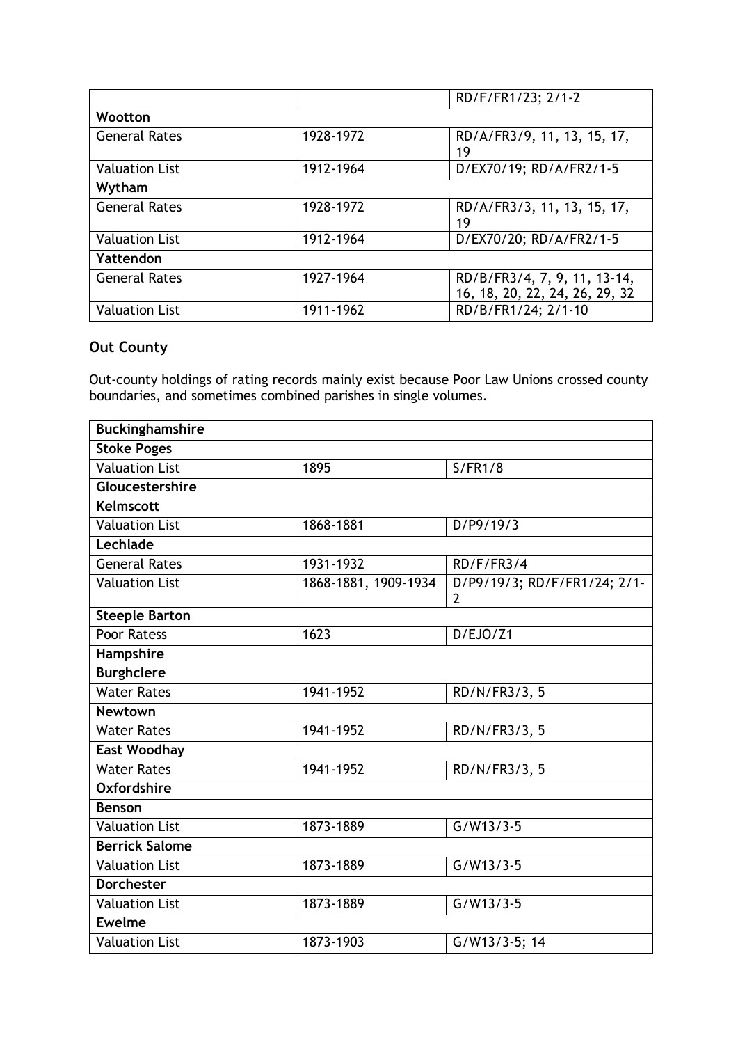| | | |
|---|---|---|
| | | RD/F/FR1/23; 2/1-2 |
| **Wootton** | | |
| General Rates | 1928-1972 | RD/A/FR3/9, 11, 13, 15, 17, 19 |
| Valuation List | 1912-1964 | D/EX70/19; RD/A/FR2/1-5 |
| **Wytham** | | |
| General Rates | 1928-1972 | RD/A/FR3/3, 11, 13, 15, 17, 19 |
| Valuation List | 1912-1964 | D/EX70/20; RD/A/FR2/1-5 |
| **Yattendon** | | |
| General Rates | 1927-1964 | RD/B/FR3/4, 7, 9, 11, 13-14, 16, 18, 20, 22, 24, 26, 29, 32 |
| Valuation List | 1911-1962 | RD/B/FR1/24; 2/1-10 |

## Out County

Out-county holdings of rating records mainly exist because Poor Law Unions crossed county boundaries, and sometimes combined parishes in single volumes.

| **Buckinghamshire** | | |
|---|---|---|
| **Stoke Poges** | | |
| Valuation List | 1895 | S/FR1/8 |
| **Gloucestershire** | | |
| **Kelmscott** | | |
| Valuation List | 1868-1881 | D/P9/19/3 |
| **Lechlade** | | |
| General Rates | 1931-1932 | RD/F/FR3/4 |
| Valuation List | 1868-1881, 1909-1934 | D/P9/19/3; RD/F/FR1/24; 2/1-2 |
| **Steeple Barton** | | |
| Poor Ratess | 1623 | D/EJO/Z1 |
| **Hampshire** | | |
| **Burghclere** | | |
| Water Rates | 1941-1952 | RD/N/FR3/3, 5 |
| **Newtown** | | |
| Water Rates | 1941-1952 | RD/N/FR3/3, 5 |
| **East Woodhay** | | |
| Water Rates | 1941-1952 | RD/N/FR3/3, 5 |
| **Oxfordshire** | | |
| **Benson** | | |
| Valuation List | 1873-1889 | G/W13/3-5 |
| **Berrick Salome** | | |
| Valuation List | 1873-1889 | G/W13/3-5 |
| **Dorchester** | | |
| Valuation List | 1873-1889 | G/W13/3-5 |
| **Ewelme** | | |
| Valuation List | 1873-1903 | G/W13/3-5; 14 |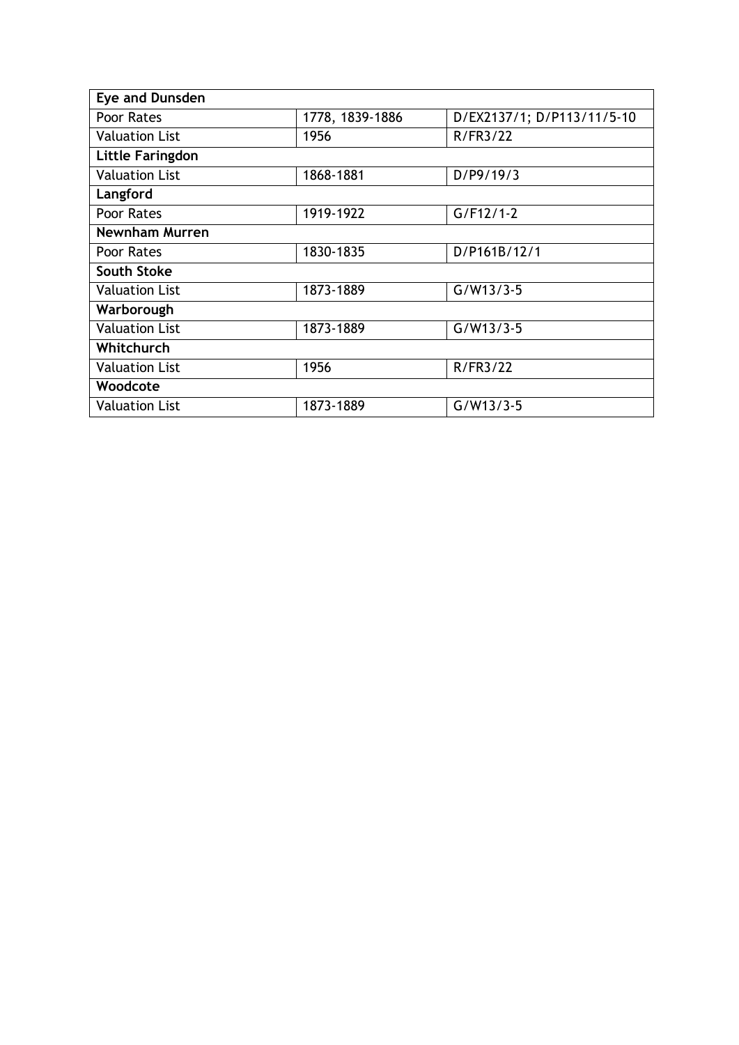| **Eye and Dunsden** | | |
|---|---|---|
| Poor Rates | 1778, 1839-1886 | D/EX2137/1; D/P113/11/5-10 |
| Valuation List | 1956 | R/FR3/22 |
| **Little Faringdon** | | |
| Valuation List | 1868-1881 | D/P9/19/3 |
| **Langford** | | |
| Poor Rates | 1919-1922 | G/F12/1-2 |
| **Newnham Murren** | | |
| Poor Rates | 1830-1835 | D/P161B/12/1 |
| **South Stoke** | | |
| Valuation List | 1873-1889 | G/W13/3-5 |
| **Warborough** | | |
| Valuation List | 1873-1889 | G/W13/3-5 |
| **Whitchurch** | | |
| Valuation List | 1956 | R/FR3/22 |
| **Woodcote** | | |
| Valuation List | 1873-1889 | G/W13/3-5 |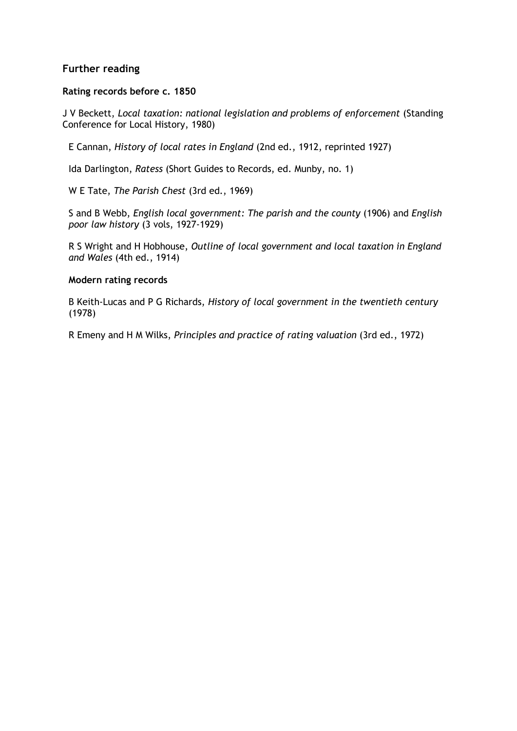## Further reading

### Rating records before c. 1850

J V Beckett, *Local taxation: national legislation and problems of enforcement* (Standing Conference for Local History, 1980)

E Cannan, *History of local rates in England* (2nd ed., 1912, reprinted 1927)

Ida Darlington, *Ratess* (Short Guides to Records, ed. Munby, no. 1)

W E Tate, *The Parish Chest* (3rd ed., 1969)

S and B Webb, *English local government: The parish and the county* (1906) and *English poor law history* (3 vols, 1927-1929)

R S Wright and H Hobhouse, *Outline of local government and local taxation in England and Wales* (4th ed., 1914)

### Modern rating records

B Keith-Lucas and P G Richards, *History of local government in the twentieth century* (1978)

R Emeny and H M Wilks, *Principles and practice of rating valuation* (3rd ed., 1972)